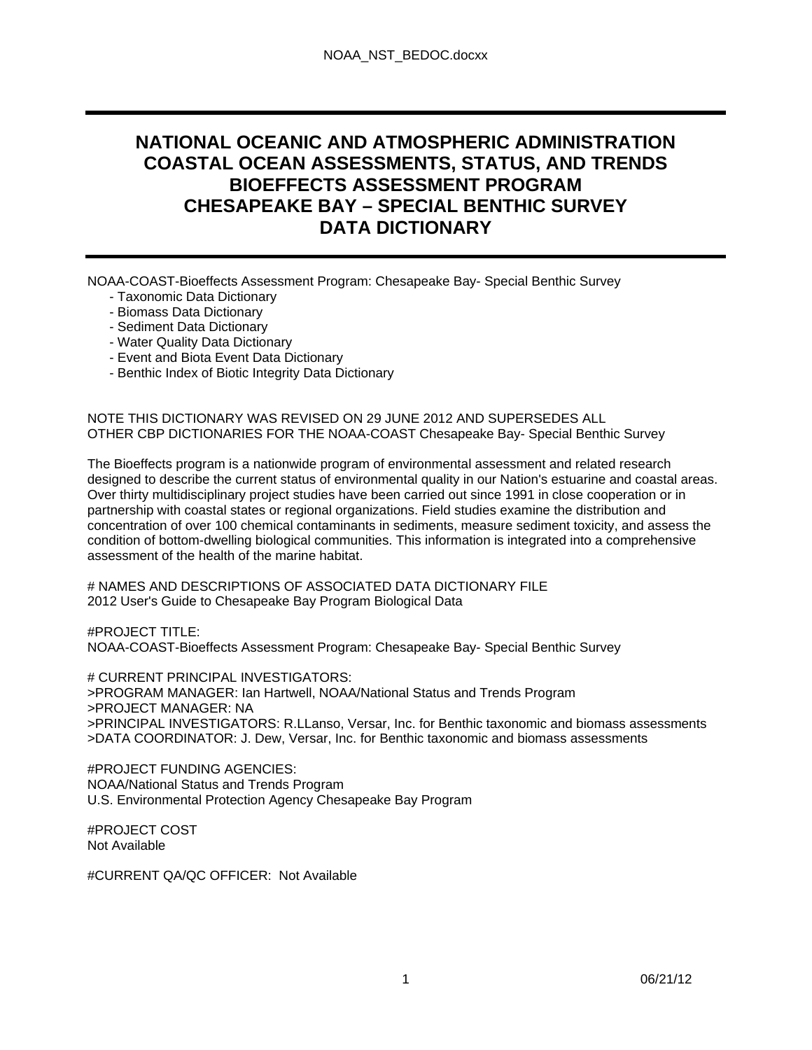# NATIONAL OCEANIC AND ATMOSPHERIC ADMINISTRATION COASTAL OCEAN ASSESSMENTS, STATUS, AND TRENDS BIOEFFECTS ASSESSMENT PROGRAM CHESAPEAKE BAY – SPECIAL BENTHIC SURVEY DATA DICTIONARY

NOAA-COAST-Bioeffects Assessment Program: Chesapeake Bay- Special Benthic Survey

- Taxonomic Data Dictionary
- Biomass Data Dictionary
- Sediment Data Dictionary
- Water Quality Data Dictionary
- Event and Biota Event Data Dictionary
- Benthic Index of Biotic Integrity Data Dictionary

NOTE THIS DICTIONARY WAS REVISED ON 29 JUNE 2012 AND SUPERSEDES ALL OTHER CBP DICTIONARIES FOR THE NOAA-COAST Chesapeake Bay- Special Benthic Survey

The Bioeffects program is a nationwide program of environmental assessment and related research designed to describe the current status of environmental quality in our Nation's estuarine and coastal areas. Over thirty multidisciplinary project studies have been carried out since 1991 in close cooperation or in partnership with coastal states or regional organizations. Field studies examine the distribution and concentration of over 100 chemical contaminants in sediments, measure sediment toxicity, and assess the condition of bottom-dwelling biological communities. This information is integrated into a comprehensive assessment of the health of the marine habitat.

# NAMES AND DESCRIPTIONS OF ASSOCIATED DATA DICTIONARY FILE
2012 User's Guide to Chesapeake Bay Program Biological Data

#PROJECT TITLE:
NOAA-COAST-Bioeffects Assessment Program: Chesapeake Bay- Special Benthic Survey

# CURRENT PRINCIPAL INVESTIGATORS:
>PROGRAM MANAGER: Ian Hartwell, NOAA/National Status and Trends Program
>PROJECT MANAGER: NA
>PRINCIPAL INVESTIGATORS: R.LLanso, Versar, Inc. for Benthic taxonomic and biomass assessments
>DATA COORDINATOR: J. Dew, Versar, Inc. for Benthic taxonomic and biomass assessments

#PROJECT FUNDING AGENCIES:
NOAA/National Status and Trends Program
U.S. Environmental Protection Agency Chesapeake Bay Program

#PROJECT COST
Not Available

#CURRENT QA/QC OFFICER: Not Available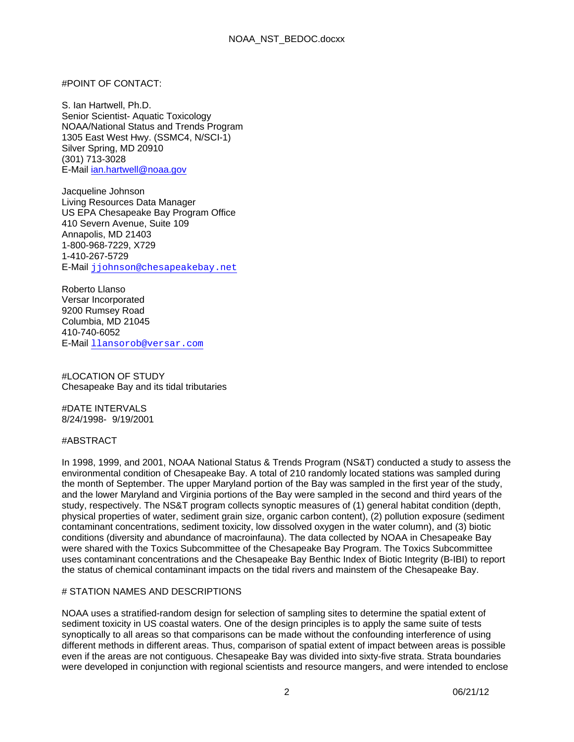#POINT OF CONTACT:

S. Ian Hartwell, Ph.D.
Senior Scientist- Aquatic Toxicology
NOAA/National Status and Trends Program
1305 East West Hwy. (SSMC4, N/SCI-1)
Silver Spring, MD 20910
(301) 713-3028
E-Mail ian.hartwell@noaa.gov

Jacqueline Johnson
Living Resources Data Manager
US EPA Chesapeake Bay Program Office
410 Severn Avenue, Suite 109
Annapolis, MD 21403
1-800-968-7229, X729
1-410-267-5729
E-Mail jjohnson@chesapeakebay.net

Roberto Llanso
Versar Incorporated
9200 Rumsey Road
Columbia, MD 21045
410-740-6052
E-Mail llansorob@versar.com

#LOCATION OF STUDY
Chesapeake Bay and its tidal tributaries

#DATE INTERVALS
8/24/1998- 9/19/2001

#ABSTRACT

In 1998, 1999, and 2001, NOAA National Status & Trends Program (NS&T) conducted a study to assess the environmental condition of Chesapeake Bay. A total of 210 randomly located stations was sampled during the month of September. The upper Maryland portion of the Bay was sampled in the first year of the study, and the lower Maryland and Virginia portions of the Bay were sampled in the second and third years of the study, respectively. The NS&T program collects synoptic measures of (1) general habitat condition (depth, physical properties of water, sediment grain size, organic carbon content), (2) pollution exposure (sediment contaminant concentrations, sediment toxicity, low dissolved oxygen in the water column), and (3) biotic conditions (diversity and abundance of macroinfauna). The data collected by NOAA in Chesapeake Bay were shared with the Toxics Subcommittee of the Chesapeake Bay Program. The Toxics Subcommittee uses contaminant concentrations and the Chesapeake Bay Benthic Index of Biotic Integrity (B-IBI) to report the status of chemical contaminant impacts on the tidal rivers and mainstem of the Chesapeake Bay.

# STATION NAMES AND DESCRIPTIONS

NOAA uses a stratified-random design for selection of sampling sites to determine the spatial extent of sediment toxicity in US coastal waters. One of the design principles is to apply the same suite of tests synoptically to all areas so that comparisons can be made without the confounding interference of using different methods in different areas. Thus, comparison of spatial extent of impact between areas is possible even if the areas are not contiguous. Chesapeake Bay was divided into sixty-five strata. Strata boundaries were developed in conjunction with regional scientists and resource mangers, and were intended to enclose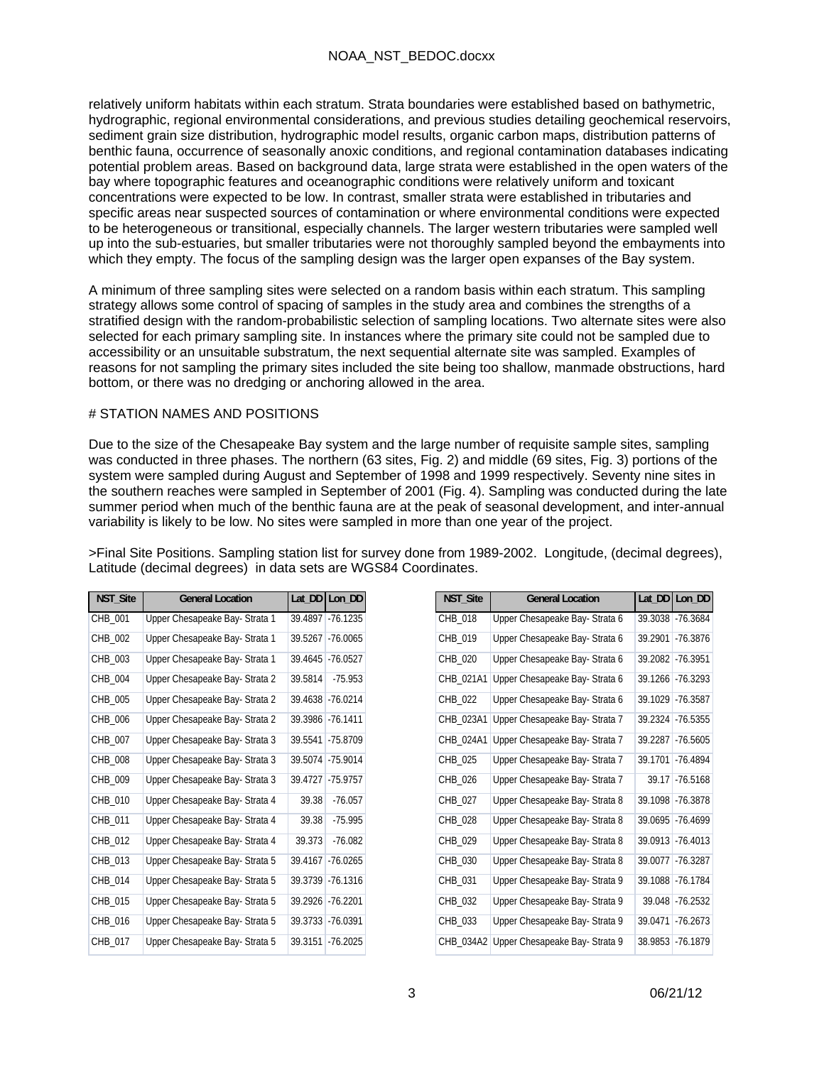relatively uniform habitats within each stratum. Strata boundaries were established based on bathymetric, hydrographic, regional environmental considerations, and previous studies detailing geochemical reservoirs, sediment grain size distribution, hydrographic model results, organic carbon maps, distribution patterns of benthic fauna, occurrence of seasonally anoxic conditions, and regional contamination databases indicating potential problem areas. Based on background data, large strata were established in the open waters of the bay where topographic features and oceanographic conditions were relatively uniform and toxicant concentrations were expected to be low. In contrast, smaller strata were established in tributaries and specific areas near suspected sources of contamination or where environmental conditions were expected to be heterogeneous or transitional, especially channels. The larger western tributaries were sampled well up into the sub-estuaries, but smaller tributaries were not thoroughly sampled beyond the embayments into which they empty. The focus of the sampling design was the larger open expanses of the Bay system.

A minimum of three sampling sites were selected on a random basis within each stratum. This sampling strategy allows some control of spacing of samples in the study area and combines the strengths of a stratified design with the random-probabilistic selection of sampling locations. Two alternate sites were also selected for each primary sampling site. In instances where the primary site could not be sampled due to accessibility or an unsuitable substratum, the next sequential alternate site was sampled. Examples of reasons for not sampling the primary sites included the site being too shallow, manmade obstructions, hard bottom, or there was no dredging or anchoring allowed in the area.

# STATION NAMES AND POSITIONS

Due to the size of the Chesapeake Bay system and the large number of requisite sample sites, sampling was conducted in three phases. The northern (63 sites, Fig. 2) and middle (69 sites, Fig. 3) portions of the system were sampled during August and September of 1998 and 1999 respectively. Seventy nine sites in the southern reaches were sampled in September of 2001 (Fig. 4). Sampling was conducted during the late summer period when much of the benthic fauna are at the peak of seasonal development, and inter-annual variability is likely to be low. No sites were sampled in more than one year of the project.

>Final Site Positions. Sampling station list for survey done from 1989-2002. Longitude, (decimal degrees), Latitude (decimal degrees) in data sets are WGS84 Coordinates.

| NST_Site | General Location | Lat_DD | Lon_DD |
|---|---|---|---|
| CHB_001 | Upper Chesapeake Bay- Strata 1 | 39.4897 | -76.1235 |
| CHB_002 | Upper Chesapeake Bay- Strata 1 | 39.5267 | -76.0065 |
| CHB_003 | Upper Chesapeake Bay- Strata 1 | 39.4645 | -76.0527 |
| CHB_004 | Upper Chesapeake Bay- Strata 2 | 39.5814 | -75.953 |
| CHB_005 | Upper Chesapeake Bay- Strata 2 | 39.4638 | -76.0214 |
| CHB_006 | Upper Chesapeake Bay- Strata 2 | 39.3986 | -76.1411 |
| CHB_007 | Upper Chesapeake Bay- Strata 3 | 39.5541 | -75.8709 |
| CHB_008 | Upper Chesapeake Bay- Strata 3 | 39.5074 | -75.9014 |
| CHB_009 | Upper Chesapeake Bay- Strata 3 | 39.4727 | -75.9757 |
| CHB_010 | Upper Chesapeake Bay- Strata 4 | 39.38 | -76.057 |
| CHB_011 | Upper Chesapeake Bay- Strata 4 | 39.38 | -75.995 |
| CHB_012 | Upper Chesapeake Bay- Strata 4 | 39.373 | -76.082 |
| CHB_013 | Upper Chesapeake Bay- Strata 5 | 39.4167 | -76.0265 |
| CHB_014 | Upper Chesapeake Bay- Strata 5 | 39.3739 | -76.1316 |
| CHB_015 | Upper Chesapeake Bay- Strata 5 | 39.2926 | -76.2201 |
| CHB_016 | Upper Chesapeake Bay- Strata 5 | 39.3733 | -76.0391 |
| CHB_017 | Upper Chesapeake Bay- Strata 5 | 39.3151 | -76.2025 |
| CHB_018 | Upper Chesapeake Bay- Strata 6 | 39.3038 | -76.3684 |
| CHB_019 | Upper Chesapeake Bay- Strata 6 | 39.2901 | -76.3876 |
| CHB_020 | Upper Chesapeake Bay- Strata 6 | 39.2082 | -76.3951 |
| CHB_021A1 | Upper Chesapeake Bay- Strata 6 | 39.1266 | -76.3293 |
| CHB_022 | Upper Chesapeake Bay- Strata 6 | 39.1029 | -76.3587 |
| CHB_023A1 | Upper Chesapeake Bay- Strata 7 | 39.2324 | -76.5355 |
| CHB_024A1 | Upper Chesapeake Bay- Strata 7 | 39.2287 | -76.5605 |
| CHB_025 | Upper Chesapeake Bay- Strata 7 | 39.1701 | -76.4894 |
| CHB_026 | Upper Chesapeake Bay- Strata 7 | 39.17 | -76.5168 |
| CHB_027 | Upper Chesapeake Bay- Strata 8 | 39.1098 | -76.3878 |
| CHB_028 | Upper Chesapeake Bay- Strata 8 | 39.0695 | -76.4699 |
| CHB_029 | Upper Chesapeake Bay- Strata 8 | 39.0913 | -76.4013 |
| CHB_030 | Upper Chesapeake Bay- Strata 8 | 39.0077 | -76.3287 |
| CHB_031 | Upper Chesapeake Bay- Strata 9 | 39.1088 | -76.1784 |
| CHB_032 | Upper Chesapeake Bay- Strata 9 | 39.048 | -76.2532 |
| CHB_033 | Upper Chesapeake Bay- Strata 9 | 39.0471 | -76.2673 |
| CHB_034A2 | Upper Chesapeake Bay- Strata 9 | 38.9853 | -76.1879 |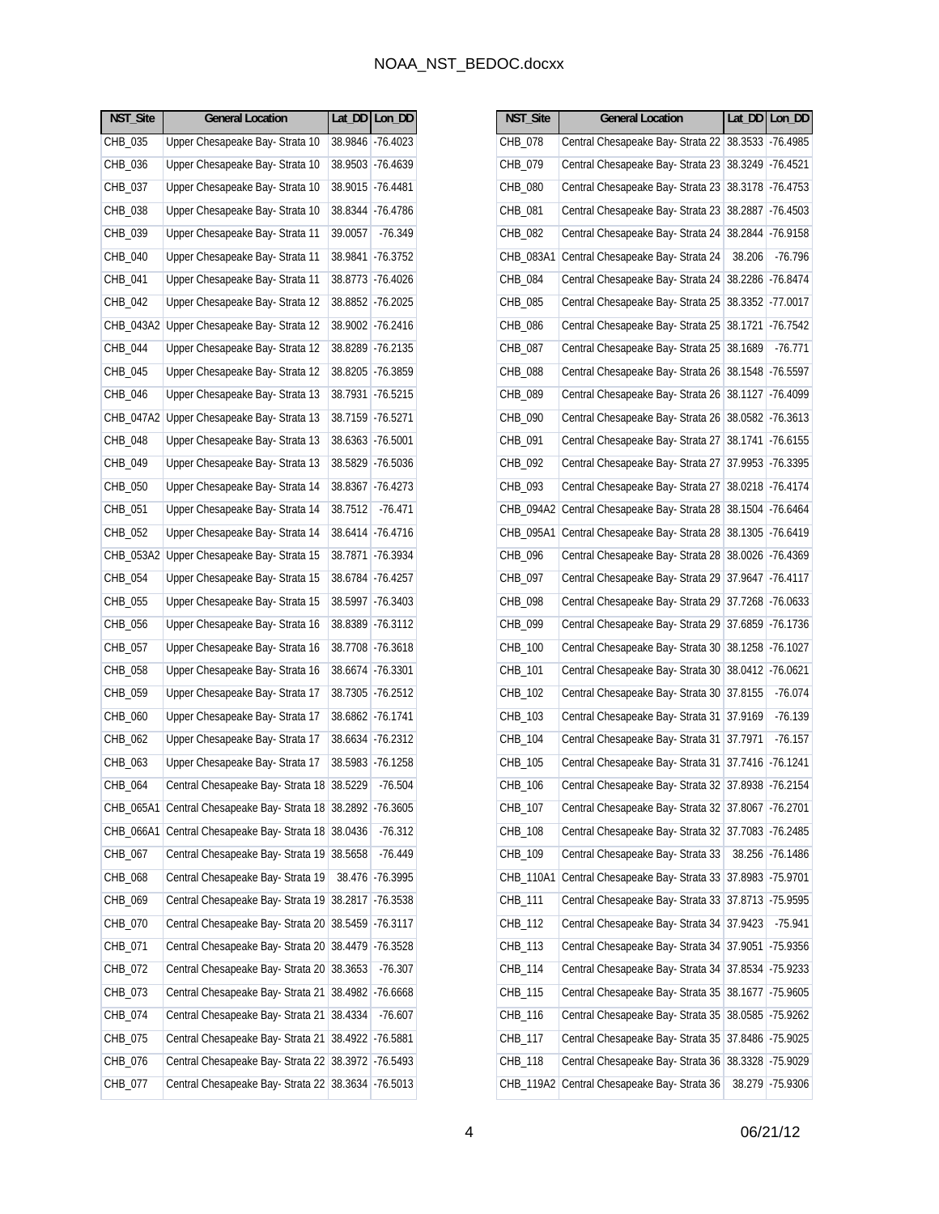| NST_Site | General Location | Lat_DD | Lon_DD |
|---|---|---|---|
| CHB_035 | Upper Chesapeake Bay- Strata 10 | 38.9846 | -76.4023 |
| CHB_036 | Upper Chesapeake Bay- Strata 10 | 38.9503 | -76.4639 |
| CHB_037 | Upper Chesapeake Bay- Strata 10 | 38.9015 | -76.4481 |
| CHB_038 | Upper Chesapeake Bay- Strata 10 | 38.8344 | -76.4786 |
| CHB_039 | Upper Chesapeake Bay- Strata 11 | 39.0057 | -76.349 |
| CHB_040 | Upper Chesapeake Bay- Strata 11 | 38.9841 | -76.3752 |
| CHB_041 | Upper Chesapeake Bay- Strata 11 | 38.8773 | -76.4026 |
| CHB_042 | Upper Chesapeake Bay- Strata 12 | 38.8852 | -76.2025 |
| CHB_043A2 | Upper Chesapeake Bay- Strata 12 | 38.9002 | -76.2416 |
| CHB_044 | Upper Chesapeake Bay- Strata 12 | 38.8289 | -76.2135 |
| CHB_045 | Upper Chesapeake Bay- Strata 12 | 38.8205 | -76.3859 |
| CHB_046 | Upper Chesapeake Bay- Strata 13 | 38.7931 | -76.5215 |
| CHB_047A2 | Upper Chesapeake Bay- Strata 13 | 38.7159 | -76.5271 |
| CHB_048 | Upper Chesapeake Bay- Strata 13 | 38.6363 | -76.5001 |
| CHB_049 | Upper Chesapeake Bay- Strata 13 | 38.5829 | -76.5036 |
| CHB_050 | Upper Chesapeake Bay- Strata 14 | 38.8367 | -76.4273 |
| CHB_051 | Upper Chesapeake Bay- Strata 14 | 38.7512 | -76.471 |
| CHB_052 | Upper Chesapeake Bay- Strata 14 | 38.6414 | -76.4716 |
| CHB_053A2 | Upper Chesapeake Bay- Strata 15 | 38.7871 | -76.3934 |
| CHB_054 | Upper Chesapeake Bay- Strata 15 | 38.6784 | -76.4257 |
| CHB_055 | Upper Chesapeake Bay- Strata 15 | 38.5997 | -76.3403 |
| CHB_056 | Upper Chesapeake Bay- Strata 16 | 38.8389 | -76.3112 |
| CHB_057 | Upper Chesapeake Bay- Strata 16 | 38.7708 | -76.3618 |
| CHB_058 | Upper Chesapeake Bay- Strata 16 | 38.6674 | -76.3301 |
| CHB_059 | Upper Chesapeake Bay- Strata 17 | 38.7305 | -76.2512 |
| CHB_060 | Upper Chesapeake Bay- Strata 17 | 38.6862 | -76.1741 |
| CHB_062 | Upper Chesapeake Bay- Strata 17 | 38.6634 | -76.2312 |
| CHB_063 | Upper Chesapeake Bay- Strata 17 | 38.5983 | -76.1258 |
| CHB_064 | Central Chesapeake Bay- Strata 18 | 38.5229 | -76.504 |
| CHB_065A1 | Central Chesapeake Bay- Strata 18 | 38.2892 | -76.3605 |
| CHB_066A1 | Central Chesapeake Bay- Strata 18 | 38.0436 | -76.312 |
| CHB_067 | Central Chesapeake Bay- Strata 19 | 38.5658 | -76.449 |
| CHB_068 | Central Chesapeake Bay- Strata 19 | 38.476 | -76.3995 |
| CHB_069 | Central Chesapeake Bay- Strata 19 | 38.2817 | -76.3538 |
| CHB_070 | Central Chesapeake Bay- Strata 20 | 38.5459 | -76.3117 |
| CHB_071 | Central Chesapeake Bay- Strata 20 | 38.4479 | -76.3528 |
| CHB_072 | Central Chesapeake Bay- Strata 20 | 38.3653 | -76.307 |
| CHB_073 | Central Chesapeake Bay- Strata 21 | 38.4982 | -76.6668 |
| CHB_074 | Central Chesapeake Bay- Strata 21 | 38.4334 | -76.607 |
| CHB_075 | Central Chesapeake Bay- Strata 21 | 38.4922 | -76.5881 |
| CHB_076 | Central Chesapeake Bay- Strata 22 | 38.3972 | -76.5493 |
| CHB_077 | Central Chesapeake Bay- Strata 22 | 38.3634 | -76.5013 |
| CHB_078 | Central Chesapeake Bay- Strata 22 | 38.3533 | -76.4985 |
| CHB_079 | Central Chesapeake Bay- Strata 23 | 38.3249 | -76.4521 |
| CHB_080 | Central Chesapeake Bay- Strata 23 | 38.3178 | -76.4753 |
| CHB_081 | Central Chesapeake Bay- Strata 23 | 38.2887 | -76.4503 |
| CHB_082 | Central Chesapeake Bay- Strata 24 | 38.2844 | -76.9158 |
| CHB_083A1 | Central Chesapeake Bay- Strata 24 | 38.206 | -76.796 |
| CHB_084 | Central Chesapeake Bay- Strata 24 | 38.2286 | -76.8474 |
| CHB_085 | Central Chesapeake Bay- Strata 25 | 38.3352 | -77.0017 |
| CHB_086 | Central Chesapeake Bay- Strata 25 | 38.1721 | -76.7542 |
| CHB_087 | Central Chesapeake Bay- Strata 25 | 38.1689 | -76.771 |
| CHB_088 | Central Chesapeake Bay- Strata 26 | 38.1548 | -76.5597 |
| CHB_089 | Central Chesapeake Bay- Strata 26 | 38.1127 | -76.4099 |
| CHB_090 | Central Chesapeake Bay- Strata 26 | 38.0582 | -76.3613 |
| CHB_091 | Central Chesapeake Bay- Strata 27 | 38.1741 | -76.6155 |
| CHB_092 | Central Chesapeake Bay- Strata 27 | 37.9953 | -76.3395 |
| CHB_093 | Central Chesapeake Bay- Strata 27 | 38.0218 | -76.4174 |
| CHB_094A2 | Central Chesapeake Bay- Strata 28 | 38.1504 | -76.6464 |
| CHB_095A1 | Central Chesapeake Bay- Strata 28 | 38.1305 | -76.6419 |
| CHB_096 | Central Chesapeake Bay- Strata 28 | 38.0026 | -76.4369 |
| CHB_097 | Central Chesapeake Bay- Strata 29 | 37.9647 | -76.4117 |
| CHB_098 | Central Chesapeake Bay- Strata 29 | 37.7268 | -76.0633 |
| CHB_099 | Central Chesapeake Bay- Strata 29 | 37.6859 | -76.1736 |
| CHB_100 | Central Chesapeake Bay- Strata 30 | 38.1258 | -76.1027 |
| CHB_101 | Central Chesapeake Bay- Strata 30 | 38.0412 | -76.0621 |
| CHB_102 | Central Chesapeake Bay- Strata 30 | 37.8155 | -76.074 |
| CHB_103 | Central Chesapeake Bay- Strata 31 | 37.9169 | -76.139 |
| CHB_104 | Central Chesapeake Bay- Strata 31 | 37.7971 | -76.157 |
| CHB_105 | Central Chesapeake Bay- Strata 31 | 37.7416 | -76.1241 |
| CHB_106 | Central Chesapeake Bay- Strata 32 | 37.8938 | -76.2154 |
| CHB_107 | Central Chesapeake Bay- Strata 32 | 37.8067 | -76.2701 |
| CHB_108 | Central Chesapeake Bay- Strata 32 | 37.7083 | -76.2485 |
| CHB_109 | Central Chesapeake Bay- Strata 33 | 38.256 | -76.1486 |
| CHB_110A1 | Central Chesapeake Bay- Strata 33 | 37.8983 | -75.9701 |
| CHB_111 | Central Chesapeake Bay- Strata 33 | 37.8713 | -75.9595 |
| CHB_112 | Central Chesapeake Bay- Strata 34 | 37.9423 | -75.941 |
| CHB_113 | Central Chesapeake Bay- Strata 34 | 37.9051 | -75.9356 |
| CHB_114 | Central Chesapeake Bay- Strata 34 | 37.8534 | -75.9233 |
| CHB_115 | Central Chesapeake Bay- Strata 35 | 38.1677 | -75.9605 |
| CHB_116 | Central Chesapeake Bay- Strata 35 | 38.0585 | -75.9262 |
| CHB_117 | Central Chesapeake Bay- Strata 35 | 37.8486 | -75.9025 |
| CHB_118 | Central Chesapeake Bay- Strata 36 | 38.3328 | -75.9029 |
| CHB_119A2 | Central Chesapeake Bay- Strata 36 | 38.279 | -75.9306 |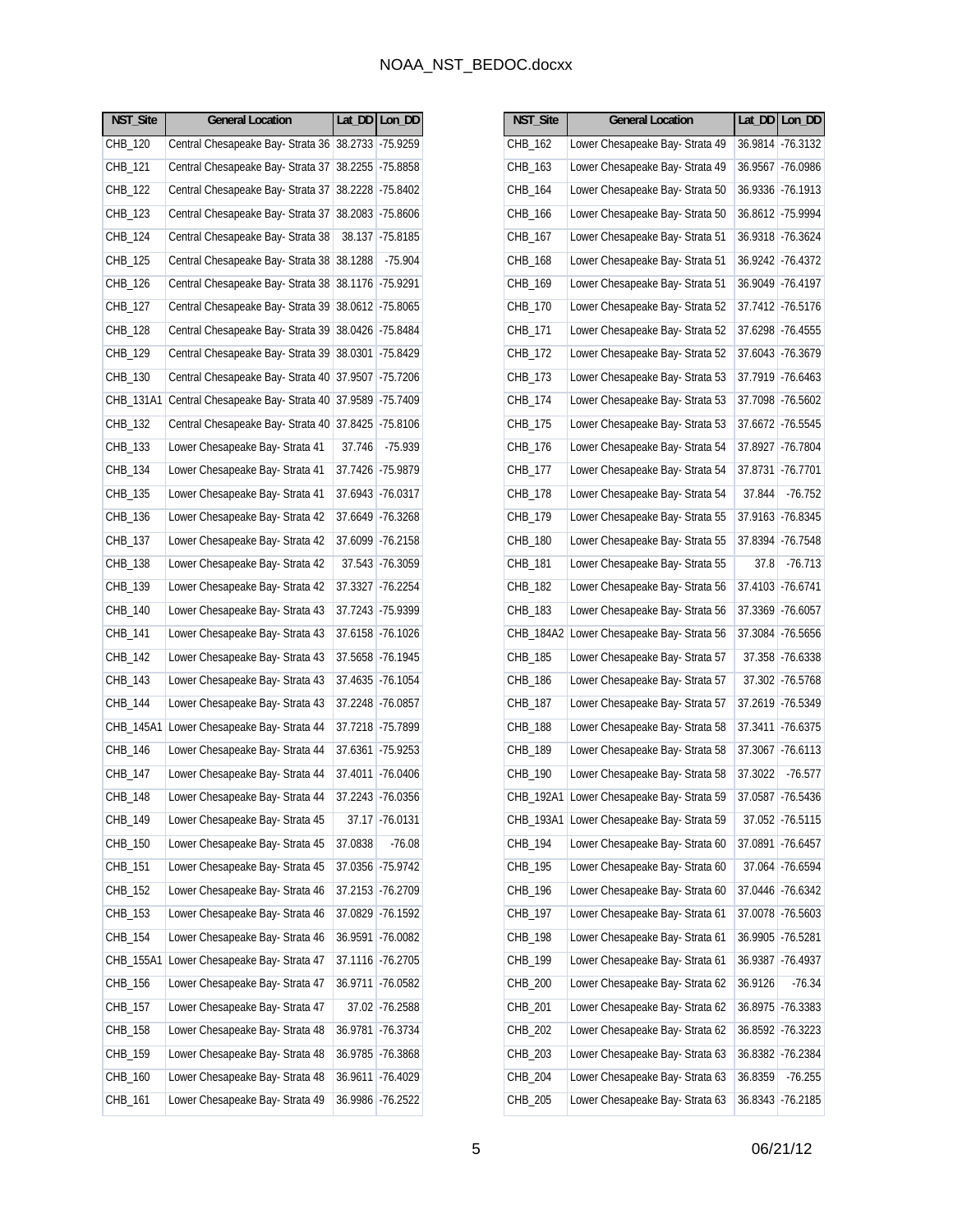| NST_Site | General Location | Lat_DD | Lon_DD |
|---|---|---|---|
| CHB_120 | Central Chesapeake Bay- Strata 36 | 38.2733 | -75.9259 |
| CHB_121 | Central Chesapeake Bay- Strata 37 | 38.2255 | -75.8858 |
| CHB_122 | Central Chesapeake Bay- Strata 37 | 38.2228 | -75.8402 |
| CHB_123 | Central Chesapeake Bay- Strata 37 | 38.2083 | -75.8606 |
| CHB_124 | Central Chesapeake Bay- Strata 38 | 38.137 | -75.8185 |
| CHB_125 | Central Chesapeake Bay- Strata 38 | 38.1288 | -75.904 |
| CHB_126 | Central Chesapeake Bay- Strata 38 | 38.1176 | -75.9291 |
| CHB_127 | Central Chesapeake Bay- Strata 39 | 38.0612 | -75.8065 |
| CHB_128 | Central Chesapeake Bay- Strata 39 | 38.0426 | -75.8484 |
| CHB_129 | Central Chesapeake Bay- Strata 39 | 38.0301 | -75.8429 |
| CHB_130 | Central Chesapeake Bay- Strata 40 | 37.9507 | -75.7206 |
| CHB_131A1 | Central Chesapeake Bay- Strata 40 | 37.9589 | -75.7409 |
| CHB_132 | Central Chesapeake Bay- Strata 40 | 37.8425 | -75.8106 |
| CHB_133 | Lower Chesapeake Bay- Strata 41 | 37.746 | -75.939 |
| CHB_134 | Lower Chesapeake Bay- Strata 41 | 37.7426 | -75.9879 |
| CHB_135 | Lower Chesapeake Bay- Strata 41 | 37.6943 | -76.0317 |
| CHB_136 | Lower Chesapeake Bay- Strata 42 | 37.6649 | -76.3268 |
| CHB_137 | Lower Chesapeake Bay- Strata 42 | 37.6099 | -76.2158 |
| CHB_138 | Lower Chesapeake Bay- Strata 42 | 37.543 | -76.3059 |
| CHB_139 | Lower Chesapeake Bay- Strata 42 | 37.3327 | -76.2254 |
| CHB_140 | Lower Chesapeake Bay- Strata 43 | 37.7243 | -75.9399 |
| CHB_141 | Lower Chesapeake Bay- Strata 43 | 37.6158 | -76.1026 |
| CHB_142 | Lower Chesapeake Bay- Strata 43 | 37.5658 | -76.1945 |
| CHB_143 | Lower Chesapeake Bay- Strata 43 | 37.4635 | -76.1054 |
| CHB_144 | Lower Chesapeake Bay- Strata 43 | 37.2248 | -76.0857 |
| CHB_145A1 | Lower Chesapeake Bay- Strata 44 | 37.7218 | -75.7899 |
| CHB_146 | Lower Chesapeake Bay- Strata 44 | 37.6361 | -75.9253 |
| CHB_147 | Lower Chesapeake Bay- Strata 44 | 37.4011 | -76.0406 |
| CHB_148 | Lower Chesapeake Bay- Strata 44 | 37.2243 | -76.0356 |
| CHB_149 | Lower Chesapeake Bay- Strata 45 | 37.17 | -76.0131 |
| CHB_150 | Lower Chesapeake Bay- Strata 45 | 37.0838 | -76.08 |
| CHB_151 | Lower Chesapeake Bay- Strata 45 | 37.0356 | -75.9742 |
| CHB_152 | Lower Chesapeake Bay- Strata 46 | 37.2153 | -76.2709 |
| CHB_153 | Lower Chesapeake Bay- Strata 46 | 37.0829 | -76.1592 |
| CHB_154 | Lower Chesapeake Bay- Strata 46 | 36.9591 | -76.0082 |
| CHB_155A1 | Lower Chesapeake Bay- Strata 47 | 37.1116 | -76.2705 |
| CHB_156 | Lower Chesapeake Bay- Strata 47 | 36.9711 | -76.0582 |
| CHB_157 | Lower Chesapeake Bay- Strata 47 | 37.02 | -76.2588 |
| CHB_158 | Lower Chesapeake Bay- Strata 48 | 36.9781 | -76.3734 |
| CHB_159 | Lower Chesapeake Bay- Strata 48 | 36.9785 | -76.3868 |
| CHB_160 | Lower Chesapeake Bay- Strata 48 | 36.9611 | -76.4029 |
| CHB_161 | Lower Chesapeake Bay- Strata 49 | 36.9986 | -76.2522 |
| CHB_162 | Lower Chesapeake Bay- Strata 49 | 36.9814 | -76.3132 |
| CHB_163 | Lower Chesapeake Bay- Strata 49 | 36.9567 | -76.0986 |
| CHB_164 | Lower Chesapeake Bay- Strata 50 | 36.9336 | -76.1913 |
| CHB_166 | Lower Chesapeake Bay- Strata 50 | 36.8612 | -75.9994 |
| CHB_167 | Lower Chesapeake Bay- Strata 51 | 36.9318 | -76.3624 |
| CHB_168 | Lower Chesapeake Bay- Strata 51 | 36.9242 | -76.4372 |
| CHB_169 | Lower Chesapeake Bay- Strata 51 | 36.9049 | -76.4197 |
| CHB_170 | Lower Chesapeake Bay- Strata 52 | 37.7412 | -76.5176 |
| CHB_171 | Lower Chesapeake Bay- Strata 52 | 37.6298 | -76.4555 |
| CHB_172 | Lower Chesapeake Bay- Strata 52 | 37.6043 | -76.3679 |
| CHB_173 | Lower Chesapeake Bay- Strata 53 | 37.7919 | -76.6463 |
| CHB_174 | Lower Chesapeake Bay- Strata 53 | 37.7098 | -76.5602 |
| CHB_175 | Lower Chesapeake Bay- Strata 53 | 37.6672 | -76.5545 |
| CHB_176 | Lower Chesapeake Bay- Strata 54 | 37.8927 | -76.7804 |
| CHB_177 | Lower Chesapeake Bay- Strata 54 | 37.8731 | -76.7701 |
| CHB_178 | Lower Chesapeake Bay- Strata 54 | 37.844 | -76.752 |
| CHB_179 | Lower Chesapeake Bay- Strata 55 | 37.9163 | -76.8345 |
| CHB_180 | Lower Chesapeake Bay- Strata 55 | 37.8394 | -76.7548 |
| CHB_181 | Lower Chesapeake Bay- Strata 55 | 37.8 | -76.713 |
| CHB_182 | Lower Chesapeake Bay- Strata 56 | 37.4103 | -76.6741 |
| CHB_183 | Lower Chesapeake Bay- Strata 56 | 37.3369 | -76.6057 |
| CHB_184A2 | Lower Chesapeake Bay- Strata 56 | 37.3084 | -76.5656 |
| CHB_185 | Lower Chesapeake Bay- Strata 57 | 37.358 | -76.6338 |
| CHB_186 | Lower Chesapeake Bay- Strata 57 | 37.302 | -76.5768 |
| CHB_187 | Lower Chesapeake Bay- Strata 57 | 37.2619 | -76.5349 |
| CHB_188 | Lower Chesapeake Bay- Strata 58 | 37.3411 | -76.6375 |
| CHB_189 | Lower Chesapeake Bay- Strata 58 | 37.3067 | -76.6113 |
| CHB_190 | Lower Chesapeake Bay- Strata 58 | 37.3022 | -76.577 |
| CHB_192A1 | Lower Chesapeake Bay- Strata 59 | 37.0587 | -76.5436 |
| CHB_193A1 | Lower Chesapeake Bay- Strata 59 | 37.052 | -76.5115 |
| CHB_194 | Lower Chesapeake Bay- Strata 60 | 37.0891 | -76.6457 |
| CHB_195 | Lower Chesapeake Bay- Strata 60 | 37.064 | -76.6594 |
| CHB_196 | Lower Chesapeake Bay- Strata 60 | 37.0446 | -76.6342 |
| CHB_197 | Lower Chesapeake Bay- Strata 61 | 37.0078 | -76.5603 |
| CHB_198 | Lower Chesapeake Bay- Strata 61 | 36.9905 | -76.5281 |
| CHB_199 | Lower Chesapeake Bay- Strata 61 | 36.9387 | -76.4937 |
| CHB_200 | Lower Chesapeake Bay- Strata 62 | 36.9126 | -76.34 |
| CHB_201 | Lower Chesapeake Bay- Strata 62 | 36.8975 | -76.3383 |
| CHB_202 | Lower Chesapeake Bay- Strata 62 | 36.8592 | -76.3223 |
| CHB_203 | Lower Chesapeake Bay- Strata 63 | 36.8382 | -76.2384 |
| CHB_204 | Lower Chesapeake Bay- Strata 63 | 36.8359 | -76.255 |
| CHB_205 | Lower Chesapeake Bay- Strata 63 | 36.8343 | -76.2185 |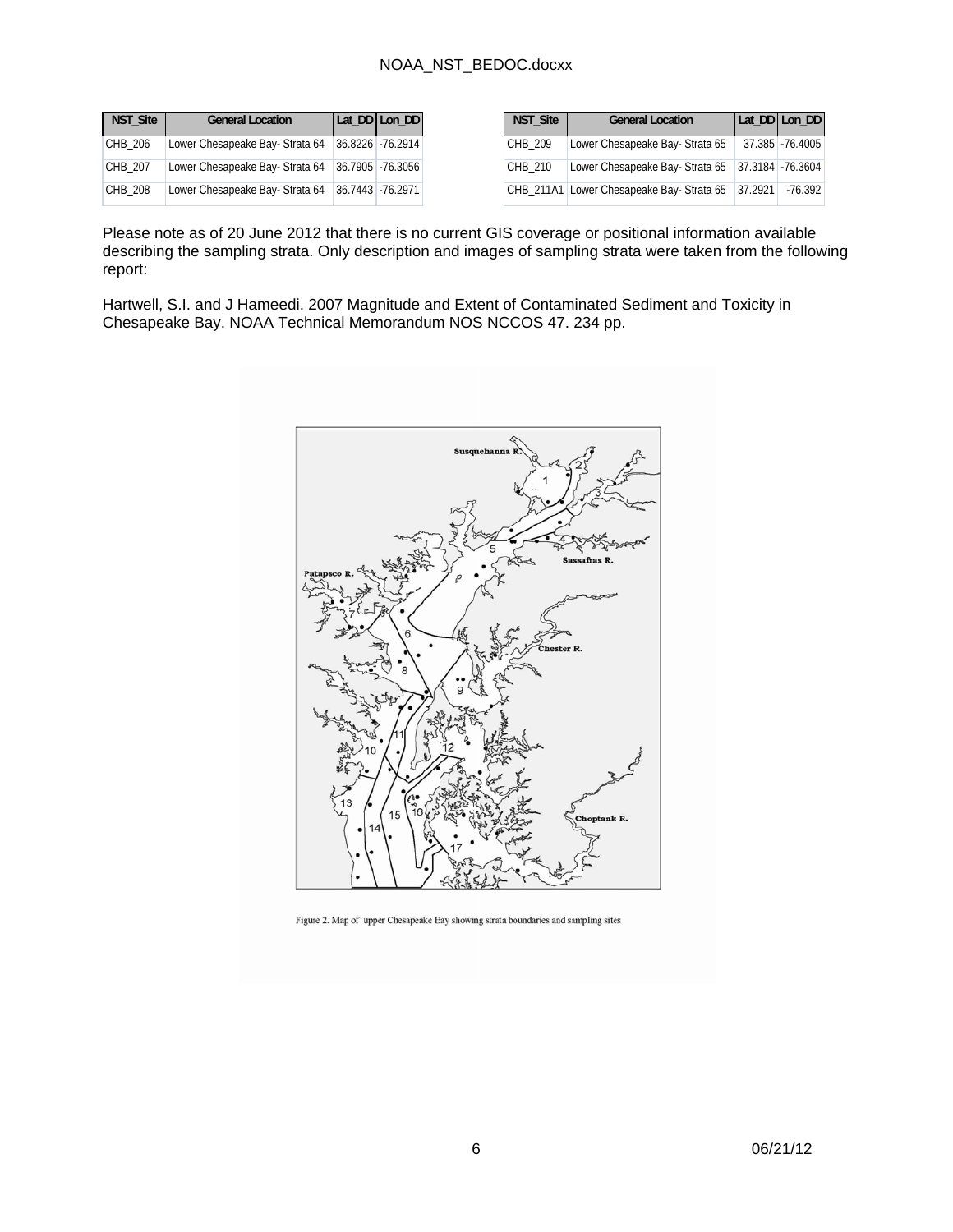| NST_Site | General Location | Lat_DD | Lon_DD |
|---|---|---|---|
| CHB_206 | Lower Chesapeake Bay- Strata 64 | 36.8226 | -76.2914 |
| CHB_207 | Lower Chesapeake Bay- Strata 64 | 36.7905 | -76.3056 |
| CHB_208 | Lower Chesapeake Bay- Strata 64 | 36.7443 | -76.2971 |
| CHB_209 | Lower Chesapeake Bay- Strata 65 | 37.385 | -76.4005 |
| CHB_210 | Lower Chesapeake Bay- Strata 65 | 37.3184 | -76.3604 |
| CHB_211A1 | Lower Chesapeake Bay- Strata 65 | 37.2921 | -76.392 |

Please note as of 20 June 2012 that there is no current GIS coverage or positional information available describing the sampling strata. Only description and images of sampling strata were taken from the following report:

Hartwell, S.I. and J Hameedi. 2007 Magnitude and Extent of Contaminated Sediment and Toxicity in Chesapeake Bay. NOAA Technical Memorandum NOS NCCOS 47. 234 pp.

Figure 2. Map of upper Chesapeake Bay showing strata boundaries and sampling sites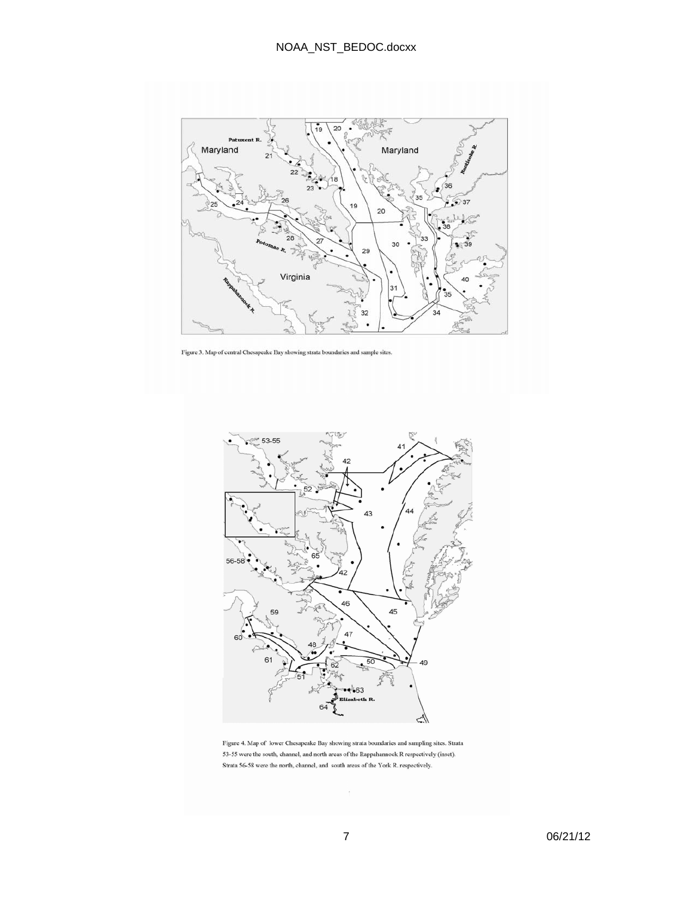Figure 3. Map of central Chesapeake Bay showing strata boundaries and sample sites.

Figure 4. Map of lower Chesapeake Bay showing strata boundaries and sampling sites. Strata 53-55 were the south, channel, and north areas of the Rappahannock R respectively (inset). Strata 56-58 were the north, channel, and south areas of the York R. respectively.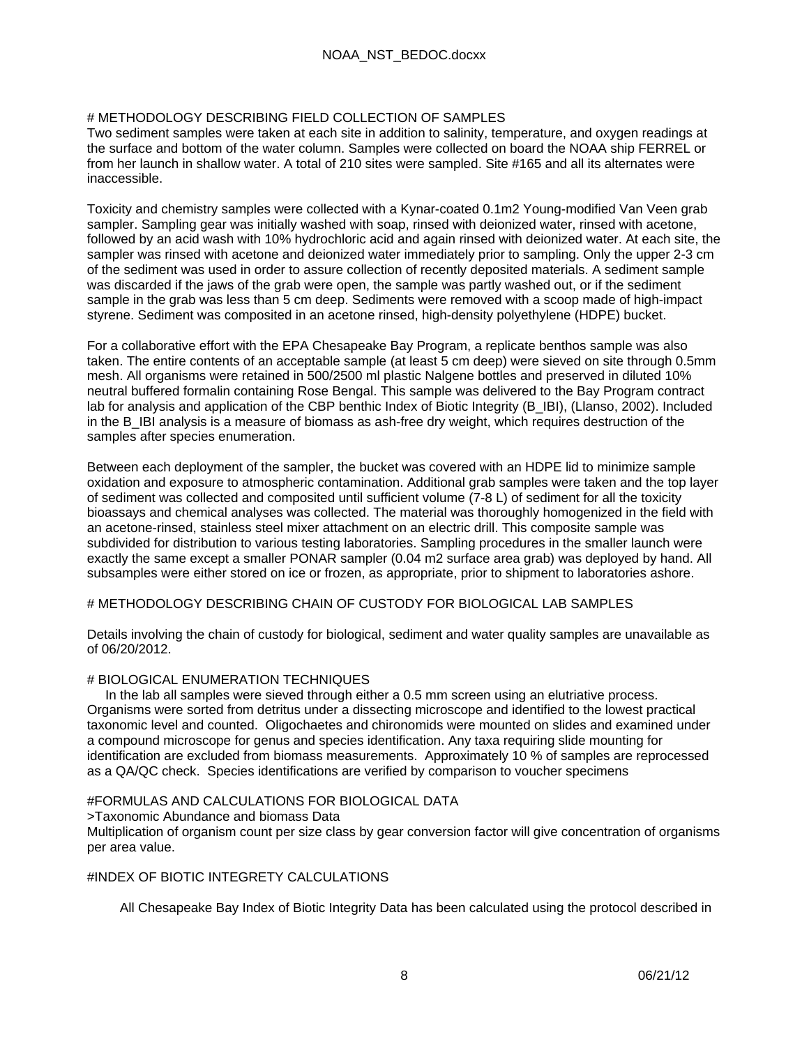# METHODOLOGY DESCRIBING FIELD COLLECTION OF SAMPLES

Two sediment samples were taken at each site in addition to salinity, temperature, and oxygen readings at the surface and bottom of the water column. Samples were collected on board the NOAA ship FERREL or from her launch in shallow water. A total of 210 sites were sampled. Site #165 and all its alternates were inaccessible.

Toxicity and chemistry samples were collected with a Kynar-coated 0.1m2 Young-modified Van Veen grab sampler. Sampling gear was initially washed with soap, rinsed with deionized water, rinsed with acetone, followed by an acid wash with 10% hydrochloric acid and again rinsed with deionized water. At each site, the sampler was rinsed with acetone and deionized water immediately prior to sampling. Only the upper 2-3 cm of the sediment was used in order to assure collection of recently deposited materials. A sediment sample was discarded if the jaws of the grab were open, the sample was partly washed out, or if the sediment sample in the grab was less than 5 cm deep. Sediments were removed with a scoop made of high-impact styrene. Sediment was composited in an acetone rinsed, high-density polyethylene (HDPE) bucket.

For a collaborative effort with the EPA Chesapeake Bay Program, a replicate benthos sample was also taken. The entire contents of an acceptable sample (at least 5 cm deep) were sieved on site through 0.5mm mesh. All organisms were retained in 500/2500 ml plastic Nalgene bottles and preserved in diluted 10% neutral buffered formalin containing Rose Bengal. This sample was delivered to the Bay Program contract lab for analysis and application of the CBP benthic Index of Biotic Integrity (B_IBI), (Llanso, 2002). Included in the B_IBI analysis is a measure of biomass as ash-free dry weight, which requires destruction of the samples after species enumeration.

Between each deployment of the sampler, the bucket was covered with an HDPE lid to minimize sample oxidation and exposure to atmospheric contamination. Additional grab samples were taken and the top layer of sediment was collected and composited until sufficient volume (7-8 L) of sediment for all the toxicity bioassays and chemical analyses was collected. The material was thoroughly homogenized in the field with an acetone-rinsed, stainless steel mixer attachment on an electric drill. This composite sample was subdivided for distribution to various testing laboratories. Sampling procedures in the smaller launch were exactly the same except a smaller PONAR sampler (0.04 m2 surface area grab) was deployed by hand. All subsamples were either stored on ice or frozen, as appropriate, prior to shipment to laboratories ashore.

# METHODOLOGY DESCRIBING CHAIN OF CUSTODY FOR BIOLOGICAL LAB SAMPLES

Details involving the chain of custody for biological, sediment and water quality samples are unavailable as of 06/20/2012.

# BIOLOGICAL ENUMERATION TECHNIQUES

In the lab all samples were sieved through either a 0.5 mm screen using an elutriative process. Organisms were sorted from detritus under a dissecting microscope and identified to the lowest practical taxonomic level and counted. Oligochaetes and chironomids were mounted on slides and examined under a compound microscope for genus and species identification. Any taxa requiring slide mounting for identification are excluded from biomass measurements. Approximately 10 % of samples are reprocessed as a QA/QC check. Species identifications are verified by comparison to voucher specimens

#FORMULAS AND CALCULATIONS FOR BIOLOGICAL DATA

>Taxonomic Abundance and biomass Data

Multiplication of organism count per size class by gear conversion factor will give concentration of organisms per area value.

#INDEX OF BIOTIC INTEGRETY CALCULATIONS

All Chesapeake Bay Index of Biotic Integrity Data has been calculated using the protocol described in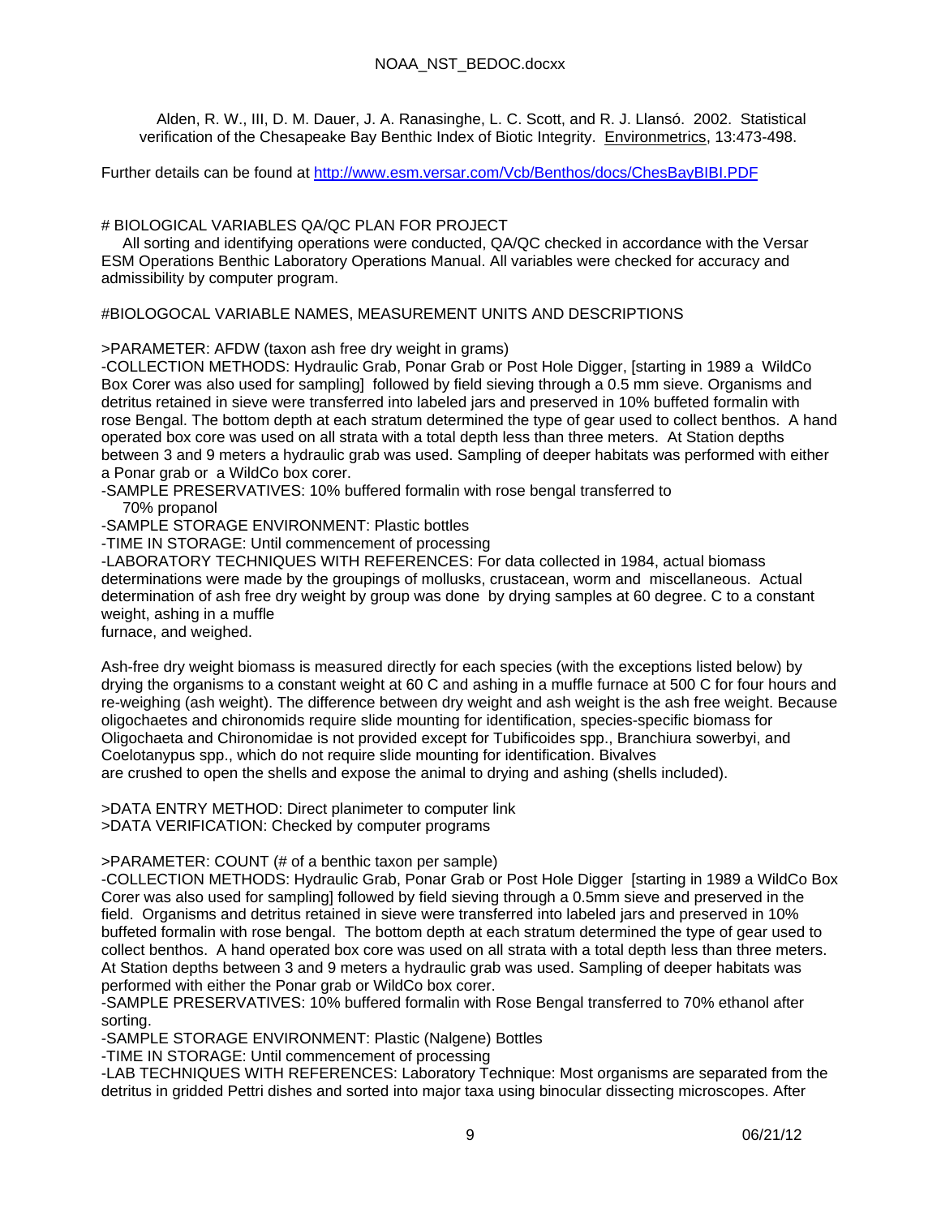Alden, R. W., III, D. M. Dauer, J. A. Ranasinghe, L. C. Scott, and R. J. Llansó. 2002. Statistical verification of the Chesapeake Bay Benthic Index of Biotic Integrity. Environmetrics, 13:473-498.

Further details can be found at http://www.esm.versar.com/Vcb/Benthos/docs/ChesBayBIBI.PDF

# BIOLOGICAL VARIABLES QA/QC PLAN FOR PROJECT

All sorting and identifying operations were conducted, QA/QC checked in accordance with the Versar ESM Operations Benthic Laboratory Operations Manual. All variables were checked for accuracy and admissibility by computer program.

#BIOLOGOCAL VARIABLE NAMES, MEASUREMENT UNITS AND DESCRIPTIONS

>PARAMETER: AFDW (taxon ash free dry weight in grams)

-COLLECTION METHODS: Hydraulic Grab, Ponar Grab or Post Hole Digger, [starting in 1989 a WildCo Box Corer was also used for sampling] followed by field sieving through a 0.5 mm sieve. Organisms and detritus retained in sieve were transferred into labeled jars and preserved in 10% buffeted formalin with rose Bengal. The bottom depth at each stratum determined the type of gear used to collect benthos. A hand operated box core was used on all strata with a total depth less than three meters. At Station depths between 3 and 9 meters a hydraulic grab was used. Sampling of deeper habitats was performed with either a Ponar grab or a WildCo box corer.

-SAMPLE PRESERVATIVES: 10% buffered formalin with rose bengal transferred to 70% propanol

-SAMPLE STORAGE ENVIRONMENT: Plastic bottles

-TIME IN STORAGE: Until commencement of processing

-LABORATORY TECHNIQUES WITH REFERENCES: For data collected in 1984, actual biomass determinations were made by the groupings of mollusks, crustacean, worm and miscellaneous. Actual determination of ash free dry weight by group was done by drying samples at 60 degree. C to a constant weight, ashing in a muffle furnace, and weighed.

Ash-free dry weight biomass is measured directly for each species (with the exceptions listed below) by drying the organisms to a constant weight at 60 C and ashing in a muffle furnace at 500 C for four hours and re-weighing (ash weight). The difference between dry weight and ash weight is the ash free weight. Because oligochaetes and chironomids require slide mounting for identification, species-specific biomass for Oligochaeta and Chironomidae is not provided except for Tubificoides spp., Branchiura sowerbyi, and Coelotanypus spp., which do not require slide mounting for identification. Bivalves are crushed to open the shells and expose the animal to drying and ashing (shells included).

>DATA ENTRY METHOD: Direct planimeter to computer link

>DATA VERIFICATION: Checked by computer programs

>PARAMETER: COUNT (# of a benthic taxon per sample)

-COLLECTION METHODS: Hydraulic Grab, Ponar Grab or Post Hole Digger [starting in 1989 a WildCo Box Corer was also used for sampling] followed by field sieving through a 0.5mm sieve and preserved in the field. Organisms and detritus retained in sieve were transferred into labeled jars and preserved in 10% buffeted formalin with rose bengal. The bottom depth at each stratum determined the type of gear used to collect benthos. A hand operated box core was used on all strata with a total depth less than three meters. At Station depths between 3 and 9 meters a hydraulic grab was used. Sampling of deeper habitats was performed with either the Ponar grab or WildCo box corer.

-SAMPLE PRESERVATIVES: 10% buffered formalin with Rose Bengal transferred to 70% ethanol after sorting.

-SAMPLE STORAGE ENVIRONMENT: Plastic (Nalgene) Bottles

-TIME IN STORAGE: Until commencement of processing

-LAB TECHNIQUES WITH REFERENCES: Laboratory Technique: Most organisms are separated from the detritus in gridded Pettri dishes and sorted into major taxa using binocular dissecting microscopes. After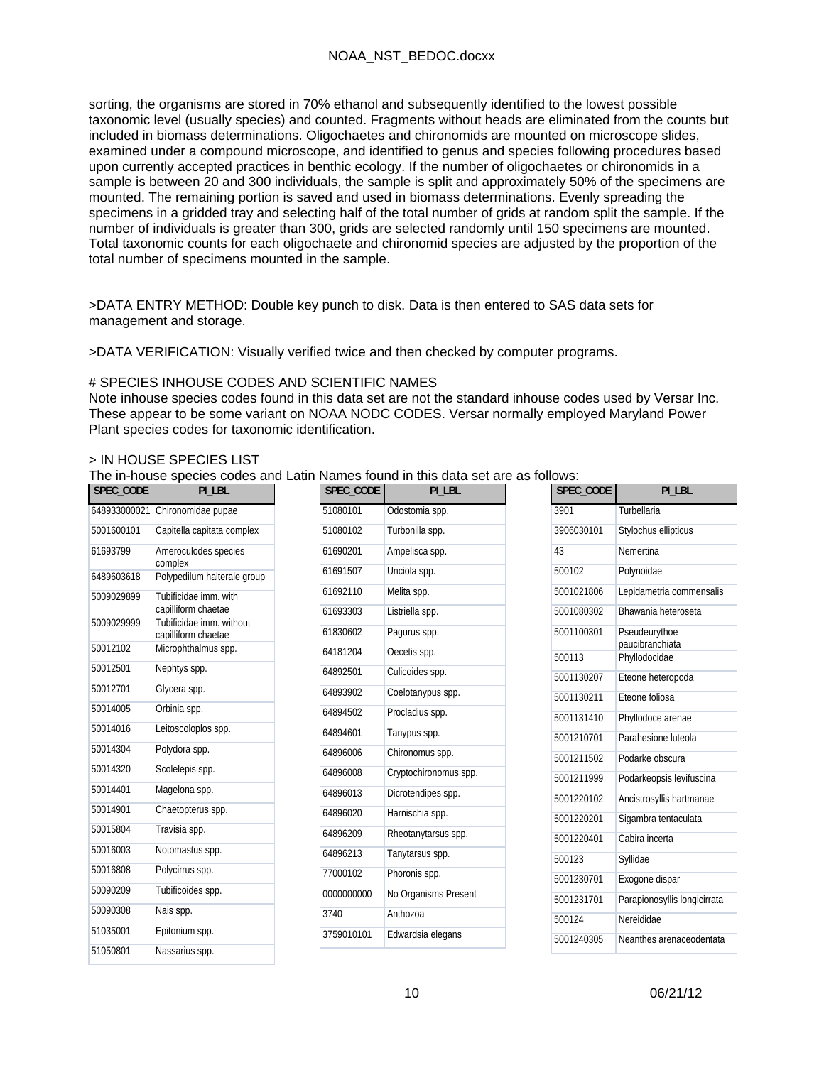sorting, the organisms are stored in 70% ethanol and subsequently identified to the lowest possible taxonomic level (usually species) and counted. Fragments without heads are eliminated from the counts but included in biomass determinations. Oligochaetes and chironomids are mounted on microscope slides, examined under a compound microscope, and identified to genus and species following procedures based upon currently accepted practices in benthic ecology. If the number of oligochaetes or chironomids in a sample is between 20 and 300 individuals, the sample is split and approximately 50% of the specimens are mounted. The remaining portion is saved and used in biomass determinations. Evenly spreading the specimens in a gridded tray and selecting half of the total number of grids at random split the sample. If the number of individuals is greater than 300, grids are selected randomly until 150 specimens are mounted. Total taxonomic counts for each oligochaete and chironomid species are adjusted by the proportion of the total number of specimens mounted in the sample.

>DATA ENTRY METHOD: Double key punch to disk. Data is then entered to SAS data sets for management and storage.

>DATA VERIFICATION: Visually verified twice and then checked by computer programs.

# SPECIES INHOUSE CODES AND SCIENTIFIC NAMES

Note inhouse species codes found in this data set are not the standard inhouse codes used by Versar Inc. These appear to be some variant on NOAA NODC CODES. Versar normally employed Maryland Power Plant species codes for taxonomic identification.

> IN HOUSE SPECIES LIST

The in-house species codes and Latin Names found in this data set are as follows:

| SPEC_CODE | PI_LBL |
|---|---|
| 648933000021 | Chironomidae pupae |
| 5001600101 | Capitella capitata complex |
| 61693799 | Ameroculodes species complex |
| 6489603618 | Polypedilum halterale group |
| 5009029899 | Tubificidae imm. with capilliform chaetae |
| 5009029999 | Tubificidae imm. without capilliform chaetae |
| 50012102 | Microphthalmus spp. |
| 50012501 | Nephtys spp. |
| 50012701 | Glycera spp. |
| 50014005 | Orbinia spp. |
| 50014016 | Leitoscoloplos spp. |
| 50014304 | Polydora spp. |
| 50014320 | Scolelepis spp. |
| 50014401 | Magelona spp. |
| 50014901 | Chaetopterus spp. |
| 50015804 | Travisia spp. |
| 50016003 | Notomastus spp. |
| 50016808 | Polycirrus spp. |
| 50090209 | Tubificoides spp. |
| 50090308 | Nais spp. |
| 51035001 | Epitonium spp. |
| 51050801 | Nassarius spp. |
| 51080101 | Odostomia spp. |
| 51080102 | Turbonilla spp. |
| 61690201 | Ampelisca spp. |
| 61691507 | Unciola spp. |
| 61692110 | Melita spp. |
| 61693303 | Listriella spp. |
| 61830602 | Pagurus spp. |
| 64181204 | Oecetis spp. |
| 64892501 | Culicoides spp. |
| 64893902 | Coelotanypus spp. |
| 64894502 | Procladius spp. |
| 64894601 | Tanypus spp. |
| 64896006 | Chironomus spp. |
| 64896008 | Cryptochironomus spp. |
| 64896013 | Dicrotendipes spp. |
| 64896020 | Harnischia spp. |
| 64896209 | Rheotanytarsus spp. |
| 64896213 | Tanytarsus spp. |
| 77000102 | Phoronis spp. |
| 0000000000 | No Organisms Present |
| 3740 | Anthozoa |
| 3759010101 | Edwardsia elegans |
| 3901 | Turbellaria |
| 3906030101 | Stylochus ellipticus |
| 43 | Nemertina |
| 500102 | Polynoidae |
| 5001021806 | Lepidametria commensalis |
| 5001080302 | Bhawania heteroseta |
| 5001100301 | Pseudeurythoe paucibranchiata |
| 500113 | Phyllodocidae |
| 5001130207 | Eteone heteropoda |
| 5001130211 | Eteone foliosa |
| 5001131410 | Phyllodoce arenae |
| 5001210701 | Parahesione luteola |
| 5001211502 | Podarke obscura |
| 5001211999 | Podarkeopsis levifuscina |
| 5001220102 | Ancistrosyllis hartmanae |
| 5001220201 | Sigambra tentaculata |
| 5001220401 | Cabira incerta |
| 500123 | Syllidae |
| 5001230701 | Exogone dispar |
| 5001231701 | Parapionosyllis longicirrata |
| 500124 | Nereididae |
| 5001240305 | Neanthes arenaceodentata |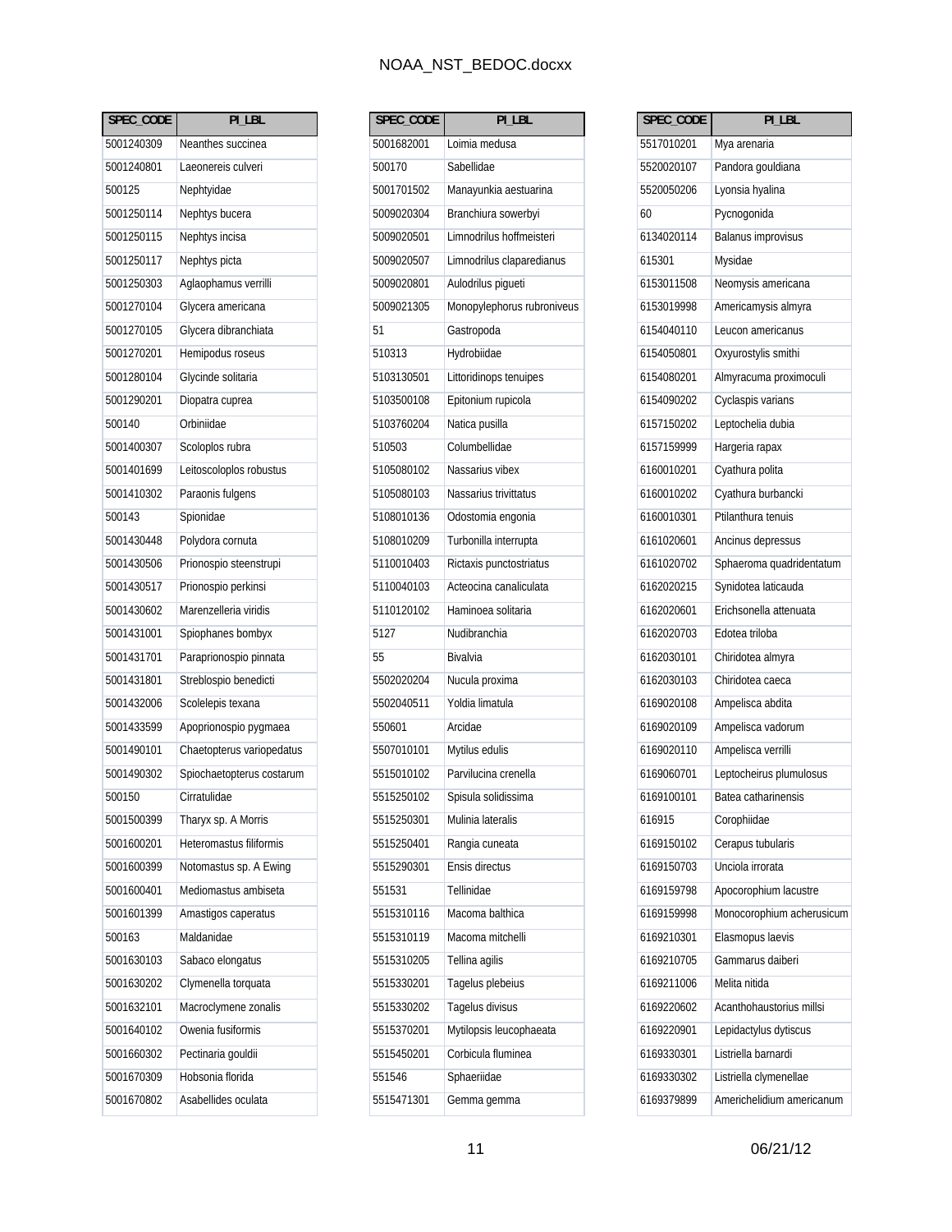| SPEC_CODE | PI_LBL |
|---|---|
| 5001240309 | Neanthes succinea |
| 5001240801 | Laeonereis culveri |
| 500125 | Nephtyidae |
| 5001250114 | Nephtys bucera |
| 5001250115 | Nephtys incisa |
| 5001250117 | Nephtys picta |
| 5001250303 | Aglaophamus verrilli |
| 5001270104 | Glycera americana |
| 5001270105 | Glycera dibranchiata |
| 5001270201 | Hemipodus roseus |
| 5001280104 | Glycinde solitaria |
| 5001290201 | Diopatra cuprea |
| 500140 | Orbiniidae |
| 5001400307 | Scoloplos rubra |
| 5001401699 | Leitoscoloplos robustus |
| 5001410302 | Paraonis fulgens |
| 500143 | Spionidae |
| 5001430448 | Polydora cornuta |
| 5001430506 | Prionospio steenstrupi |
| 5001430517 | Prionospio perkinsi |
| 5001430602 | Marenzelleria viridis |
| 5001431001 | Spiophanes bombyx |
| 5001431701 | Paraprionospio pinnata |
| 5001431801 | Streblospio benedicti |
| 5001432006 | Scolelepis texana |
| 5001433599 | Apoprionospio pygmaea |
| 5001490101 | Chaetopterus variopedatus |
| 5001490302 | Spiochaetopterus costarum |
| 500150 | Cirratulidae |
| 5001500399 | Tharyx sp. A Morris |
| 5001600201 | Heteromastus filiformis |
| 5001600399 | Notomastus sp. A Ewing |
| 5001600401 | Mediomastus ambiseta |
| 5001601399 | Amastigos caperatus |
| 500163 | Maldanidae |
| 5001630103 | Sabaco elongatus |
| 5001630202 | Clymenella torquata |
| 5001632101 | Macroclymene zonalis |
| 5001640102 | Owenia fusiformis |
| 5001660302 | Pectinaria gouldii |
| 5001670309 | Hobsonia florida |
| 5001670802 | Asabellides oculata |
| 5001682001 | Loimia medusa |
| 500170 | Sabellidae |
| 5001701502 | Manayunkia aestuarina |
| 5009020304 | Branchiura sowerbyi |
| 5009020501 | Limnodrilus hoffmeisteri |
| 5009020507 | Limnodrilus claparedianus |
| 5009020801 | Aulodrilus pigueti |
| 5009021305 | Monopylephorus rubroniveus |
| 51 | Gastropoda |
| 510313 | Hydrobiidae |
| 5103130501 | Littoridinops tenuipes |
| 5103500108 | Epitonium rupicola |
| 5103760204 | Natica pusilla |
| 510503 | Columbellidae |
| 5105080102 | Nassarius vibex |
| 5105080103 | Nassarius trivittatus |
| 5108010136 | Odostomia engonia |
| 5108010209 | Turbonilla interrupta |
| 5110010403 | Rictaxis punctostriatus |
| 5110040103 | Acteocina canaliculata |
| 5110120102 | Haminoea solitaria |
| 5127 | Nudibranchia |
| 55 | Bivalvia |
| 5502020204 | Nucula proxima |
| 5502040511 | Yoldia limatula |
| 550601 | Arcidae |
| 5507010101 | Mytilus edulis |
| 5515010102 | Parvilucina crenella |
| 5515250102 | Spisula solidissima |
| 5515250301 | Mulinia lateralis |
| 5515250401 | Rangia cuneata |
| 5515290301 | Ensis directus |
| 551531 | Tellinidae |
| 5515310116 | Macoma balthica |
| 5515310119 | Macoma mitchelli |
| 5515310205 | Tellina agilis |
| 5515330201 | Tagelus plebeius |
| 5515330202 | Tagelus divisus |
| 5515370201 | Mytilopsis leucophaeata |
| 5515450201 | Corbicula fluminea |
| 551546 | Sphaeriidae |
| 5515471301 | Gemma gemma |
| 5517010201 | Mya arenaria |
| 5520020107 | Pandora gouldiana |
| 5520050206 | Lyonsia hyalina |
| 60 | Pycnogonida |
| 6134020114 | Balanus improvisus |
| 615301 | Mysidae |
| 6153011508 | Neomysis americana |
| 6153019998 | Americamysis almyra |
| 6154040110 | Leucon americanus |
| 6154050801 | Oxyurostylis smithi |
| 6154080201 | Almyracuma proximoculi |
| 6154090202 | Cyclaspis varians |
| 6157150202 | Leptochelia dubia |
| 6157159999 | Hargeria rapax |
| 6160010201 | Cyathura polita |
| 6160010202 | Cyathura burbancki |
| 6160010301 | Ptilanthura tenuis |
| 6161020601 | Ancinus depressus |
| 6161020702 | Sphaeroma quadridentatum |
| 6162020215 | Synidotea laticauda |
| 6162020601 | Erichsonella attenuata |
| 6162020703 | Edotea triloba |
| 6162030101 | Chiridotea almyra |
| 6162030103 | Chiridotea caeca |
| 6169020108 | Ampelisca abdita |
| 6169020109 | Ampelisca vadorum |
| 6169020110 | Ampelisca verrilli |
| 6169060701 | Leptocheirus plumulosus |
| 6169100101 | Batea catharinensis |
| 616915 | Corophiidae |
| 6169150102 | Cerapus tubularis |
| 6169150703 | Unciola irrorata |
| 6169159798 | Apocorophium lacustre |
| 6169159998 | Monocorophium acherusicum |
| 6169210301 | Elasmopus laevis |
| 6169210705 | Gammarus daiberi |
| 6169211006 | Melita nitida |
| 6169220602 | Acanthohaustorius millsi |
| 6169220901 | Lepidactylus dytiscus |
| 6169330301 | Listriella barnardi |
| 6169330302 | Listriella clymenellae |
| 6169379899 | Americhelidium americanum |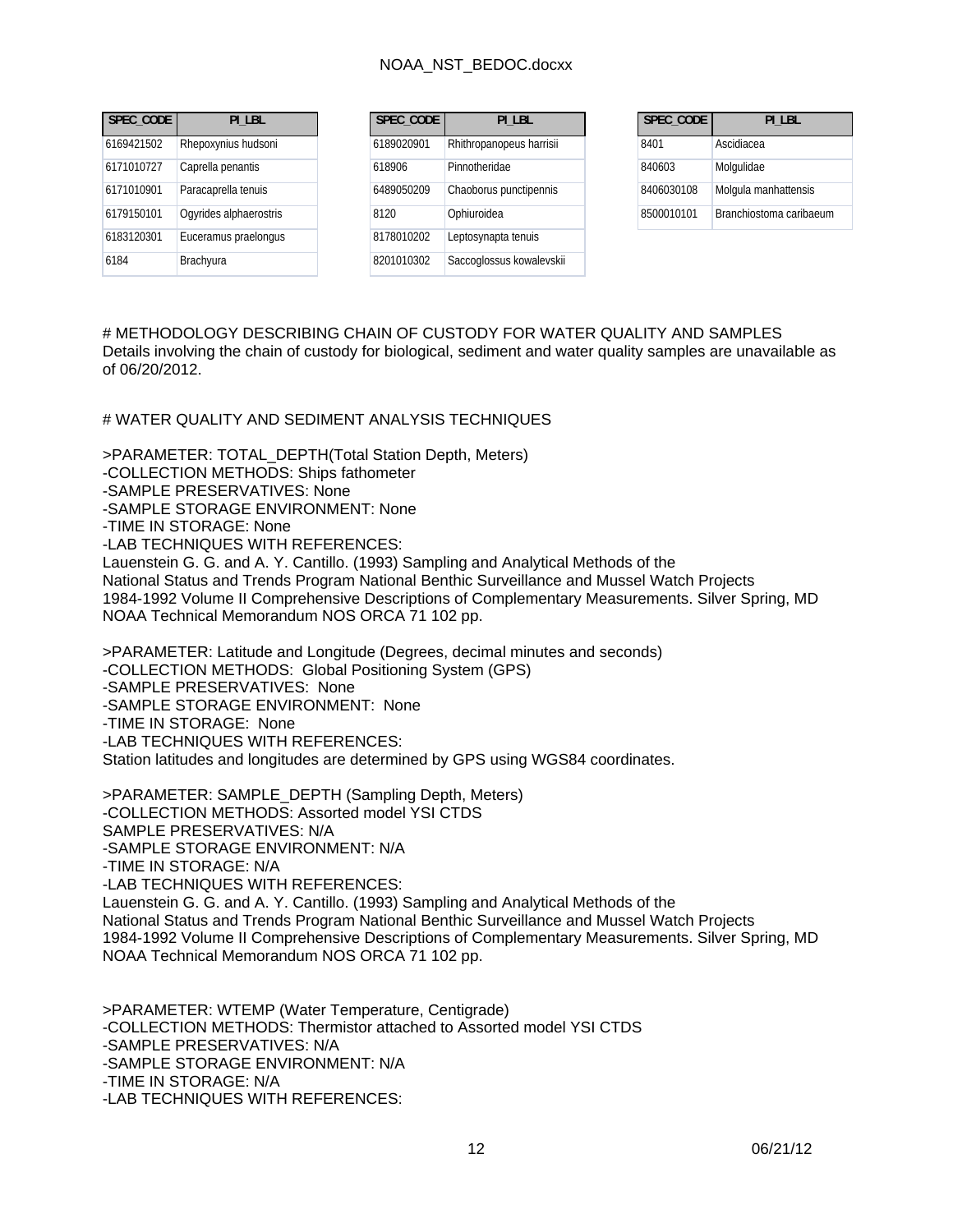| SPEC_CODE | PI_LBL |
|---|---|
| 6169421502 | Rhepoxynius hudsoni |
| 6171010727 | Caprella penantis |
| 6171010901 | Paracaprella tenuis |
| 6179150101 | Ogyrides alphaerostris |
| 6183120301 | Euceramus praelongus |
| 6184 | Brachyura |

| SPEC_CODE | PI_LBL |
|---|---|
| 6189020901 | Rhithropanopeus harrisii |
| 618906 | Pinnotheridae |
| 6489050209 | Chaoborus punctipennis |
| 8120 | Ophiuroidea |
| 8178010202 | Leptosynapta tenuis |
| 8201010302 | Saccoglossus kowalevskii |

| SPEC_CODE | PI_LBL |
|---|---|
| 8401 | Ascidiacea |
| 840603 | Molgulidae |
| 8406030108 | Molgula manhattensis |
| 8500010101 | Branchiostoma caribaeum |

# METHODOLOGY DESCRIBING CHAIN OF CUSTODY FOR WATER QUALITY AND SAMPLES
Details involving the chain of custody for biological, sediment and water quality samples are unavailable as of 06/20/2012.

# WATER QUALITY AND SEDIMENT ANALYSIS TECHNIQUES

>PARAMETER: TOTAL_DEPTH(Total Station Depth, Meters)
-COLLECTION METHODS: Ships fathometer
-SAMPLE PRESERVATIVES: None
-SAMPLE STORAGE ENVIRONMENT: None
-TIME IN STORAGE: None
-LAB TECHNIQUES WITH REFERENCES:
Lauenstein G. G. and A. Y. Cantillo. (1993) Sampling and Analytical Methods of the National Status and Trends Program National Benthic Surveillance and Mussel Watch Projects 1984-1992 Volume II Comprehensive Descriptions of Complementary Measurements. Silver Spring, MD NOAA Technical Memorandum NOS ORCA 71 102 pp.

>PARAMETER: Latitude and Longitude (Degrees, decimal minutes and seconds)
-COLLECTION METHODS: Global Positioning System (GPS)
-SAMPLE PRESERVATIVES: None
-SAMPLE STORAGE ENVIRONMENT: None
-TIME IN STORAGE: None
-LAB TECHNIQUES WITH REFERENCES:
Station latitudes and longitudes are determined by GPS using WGS84 coordinates.

>PARAMETER: SAMPLE_DEPTH (Sampling Depth, Meters)
-COLLECTION METHODS: Assorted model YSI CTDS
SAMPLE PRESERVATIVES: N/A
-SAMPLE STORAGE ENVIRONMENT: N/A
-TIME IN STORAGE: N/A
-LAB TECHNIQUES WITH REFERENCES:
Lauenstein G. G. and A. Y. Cantillo. (1993) Sampling and Analytical Methods of the National Status and Trends Program National Benthic Surveillance and Mussel Watch Projects 1984-1992 Volume II Comprehensive Descriptions of Complementary Measurements. Silver Spring, MD NOAA Technical Memorandum NOS ORCA 71 102 pp.

>PARAMETER: WTEMP (Water Temperature, Centigrade)
-COLLECTION METHODS: Thermistor attached to Assorted model YSI CTDS
-SAMPLE PRESERVATIVES: N/A
-SAMPLE STORAGE ENVIRONMENT: N/A
-TIME IN STORAGE: N/A
-LAB TECHNIQUES WITH REFERENCES: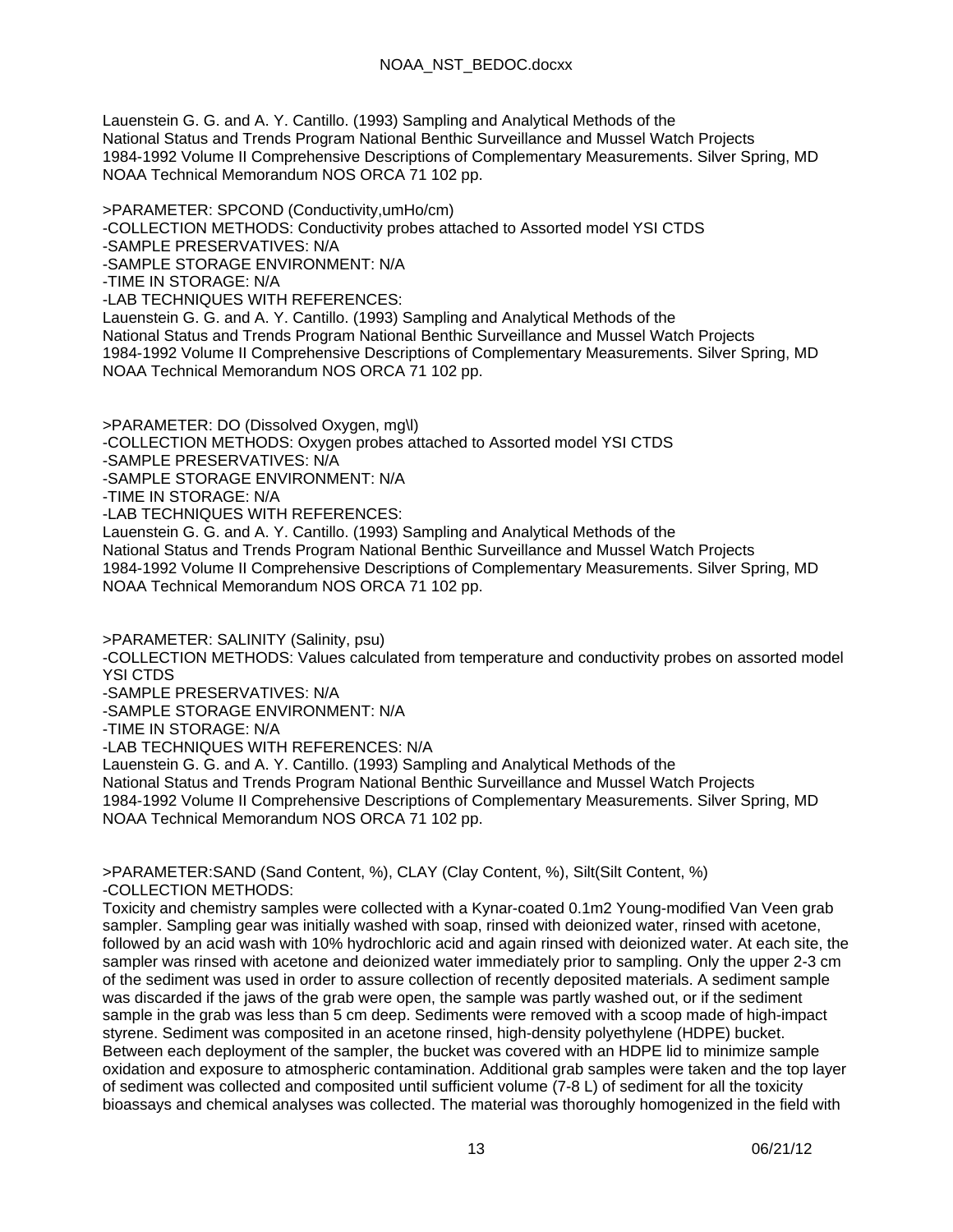Lauenstein G. G. and A. Y. Cantillo. (1993) Sampling and Analytical Methods of the National Status and Trends Program National Benthic Surveillance and Mussel Watch Projects 1984-1992 Volume II Comprehensive Descriptions of Complementary Measurements. Silver Spring, MD NOAA Technical Memorandum NOS ORCA 71 102 pp.

>PARAMETER: SPCOND (Conductivity,umHo/cm)
-COLLECTION METHODS: Conductivity probes attached to Assorted model YSI CTDS
-SAMPLE PRESERVATIVES: N/A
-SAMPLE STORAGE ENVIRONMENT: N/A
-TIME IN STORAGE: N/A
-LAB TECHNIQUES WITH REFERENCES:
Lauenstein G. G. and A. Y. Cantillo. (1993) Sampling and Analytical Methods of the National Status and Trends Program National Benthic Surveillance and Mussel Watch Projects 1984-1992 Volume II Comprehensive Descriptions of Complementary Measurements. Silver Spring, MD NOAA Technical Memorandum NOS ORCA 71 102 pp.

>PARAMETER: DO (Dissolved Oxygen, mg\l)
-COLLECTION METHODS: Oxygen probes attached to Assorted model YSI CTDS
-SAMPLE PRESERVATIVES: N/A
-SAMPLE STORAGE ENVIRONMENT: N/A
-TIME IN STORAGE: N/A
-LAB TECHNIQUES WITH REFERENCES:
Lauenstein G. G. and A. Y. Cantillo. (1993) Sampling and Analytical Methods of the National Status and Trends Program National Benthic Surveillance and Mussel Watch Projects 1984-1992 Volume II Comprehensive Descriptions of Complementary Measurements. Silver Spring, MD NOAA Technical Memorandum NOS ORCA 71 102 pp.

>PARAMETER: SALINITY (Salinity, psu)
-COLLECTION METHODS: Values calculated from temperature and conductivity probes on assorted model YSI CTDS
-SAMPLE PRESERVATIVES: N/A
-SAMPLE STORAGE ENVIRONMENT: N/A
-TIME IN STORAGE: N/A
-LAB TECHNIQUES WITH REFERENCES: N/A
Lauenstein G. G. and A. Y. Cantillo. (1993) Sampling and Analytical Methods of the National Status and Trends Program National Benthic Surveillance and Mussel Watch Projects 1984-1992 Volume II Comprehensive Descriptions of Complementary Measurements. Silver Spring, MD NOAA Technical Memorandum NOS ORCA 71 102 pp.

>PARAMETER:SAND (Sand Content, %), CLAY (Clay Content, %), Silt(Silt Content, %)
-COLLECTION METHODS:
Toxicity and chemistry samples were collected with a Kynar-coated 0.1m2 Young-modified Van Veen grab sampler. Sampling gear was initially washed with soap, rinsed with deionized water, rinsed with acetone, followed by an acid wash with 10% hydrochloric acid and again rinsed with deionized water. At each site, the sampler was rinsed with acetone and deionized water immediately prior to sampling. Only the upper 2-3 cm of the sediment was used in order to assure collection of recently deposited materials. A sediment sample was discarded if the jaws of the grab were open, the sample was partly washed out, or if the sediment sample in the grab was less than 5 cm deep. Sediments were removed with a scoop made of high-impact styrene. Sediment was composited in an acetone rinsed, high-density polyethylene (HDPE) bucket. Between each deployment of the sampler, the bucket was covered with an HDPE lid to minimize sample oxidation and exposure to atmospheric contamination. Additional grab samples were taken and the top layer of sediment was collected and composited until sufficient volume (7-8 L) of sediment for all the toxicity bioassays and chemical analyses was collected. The material was thoroughly homogenized in the field with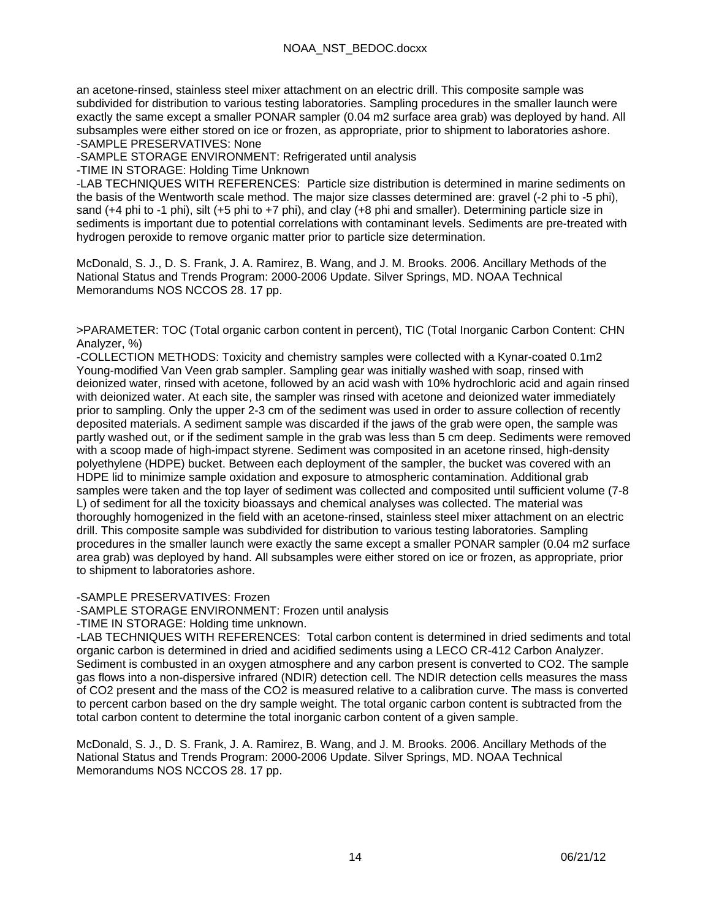an acetone-rinsed, stainless steel mixer attachment on an electric drill. This composite sample was subdivided for distribution to various testing laboratories. Sampling procedures in the smaller launch were exactly the same except a smaller PONAR sampler (0.04 m2 surface area grab) was deployed by hand. All subsamples were either stored on ice or frozen, as appropriate, prior to shipment to laboratories ashore.
-SAMPLE PRESERVATIVES: None
-SAMPLE STORAGE ENVIRONMENT: Refrigerated until analysis
-TIME IN STORAGE: Holding Time Unknown
-LAB TECHNIQUES WITH REFERENCES: Particle size distribution is determined in marine sediments on the basis of the Wentworth scale method. The major size classes determined are: gravel (-2 phi to -5 phi), sand (+4 phi to -1 phi), silt (+5 phi to +7 phi), and clay (+8 phi and smaller). Determining particle size in sediments is important due to potential correlations with contaminant levels. Sediments are pre-treated with hydrogen peroxide to remove organic matter prior to particle size determination.

McDonald, S. J., D. S. Frank, J. A. Ramirez, B. Wang, and J. M. Brooks. 2006. Ancillary Methods of the National Status and Trends Program: 2000-2006 Update. Silver Springs, MD. NOAA Technical Memorandums NOS NCCOS 28. 17 pp.

>PARAMETER: TOC (Total organic carbon content in percent), TIC (Total Inorganic Carbon Content: CHN Analyzer, %)
-COLLECTION METHODS: Toxicity and chemistry samples were collected with a Kynar-coated 0.1m2 Young-modified Van Veen grab sampler. Sampling gear was initially washed with soap, rinsed with deionized water, rinsed with acetone, followed by an acid wash with 10% hydrochloric acid and again rinsed with deionized water. At each site, the sampler was rinsed with acetone and deionized water immediately prior to sampling. Only the upper 2-3 cm of the sediment was used in order to assure collection of recently deposited materials. A sediment sample was discarded if the jaws of the grab were open, the sample was partly washed out, or if the sediment sample in the grab was less than 5 cm deep. Sediments were removed with a scoop made of high-impact styrene. Sediment was composited in an acetone rinsed, high-density polyethylene (HDPE) bucket. Between each deployment of the sampler, the bucket was covered with an HDPE lid to minimize sample oxidation and exposure to atmospheric contamination. Additional grab samples were taken and the top layer of sediment was collected and composited until sufficient volume (7-8 L) of sediment for all the toxicity bioassays and chemical analyses was collected. The material was thoroughly homogenized in the field with an acetone-rinsed, stainless steel mixer attachment on an electric drill. This composite sample was subdivided for distribution to various testing laboratories. Sampling procedures in the smaller launch were exactly the same except a smaller PONAR sampler (0.04 m2 surface area grab) was deployed by hand. All subsamples were either stored on ice or frozen, as appropriate, prior to shipment to laboratories ashore.

-SAMPLE PRESERVATIVES: Frozen
-SAMPLE STORAGE ENVIRONMENT: Frozen until analysis
-TIME IN STORAGE: Holding time unknown.
-LAB TECHNIQUES WITH REFERENCES: Total carbon content is determined in dried sediments and total organic carbon is determined in dried and acidified sediments using a LECO CR-412 Carbon Analyzer. Sediment is combusted in an oxygen atmosphere and any carbon present is converted to $CO_2$. The sample gas flows into a non-dispersive infrared (NDIR) detection cell. The NDIR detection cells measures the mass of $CO_2$ present and the mass of the $CO_2$ is measured relative to a calibration curve. The mass is converted to percent carbon based on the dry sample weight. The total organic carbon content is subtracted from the total carbon content to determine the total inorganic carbon content of a given sample.

McDonald, S. J., D. S. Frank, J. A. Ramirez, B. Wang, and J. M. Brooks. 2006. Ancillary Methods of the National Status and Trends Program: 2000-2006 Update. Silver Springs, MD. NOAA Technical Memorandums NOS NCCOS 28. 17 pp.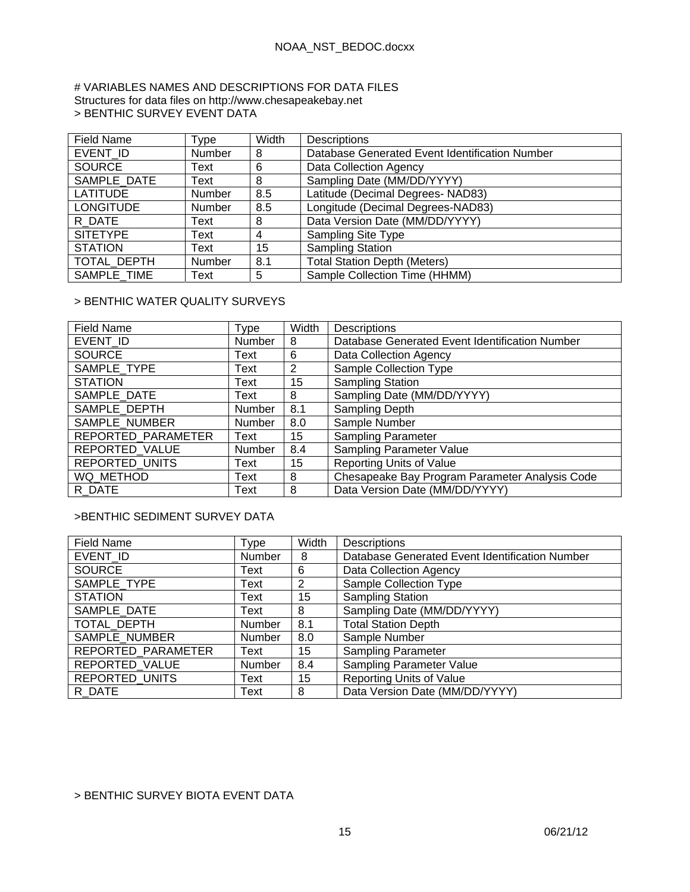# VARIABLES NAMES AND DESCRIPTIONS FOR DATA FILES

Structures for data files on http://www.chesapeakebay.net

> BENTHIC SURVEY EVENT DATA

| Field Name | Type | Width | Descriptions |
|---|---|---|---|
| EVENT_ID | Number | 8 | Database Generated Event Identification Number |
| SOURCE | Text | 6 | Data Collection Agency |
| SAMPLE_DATE | Text | 8 | Sampling Date (MM/DD/YYYY) |
| LATITUDE | Number | 8.5 | Latitude (Decimal Degrees- NAD83) |
| LONGITUDE | Number | 8.5 | Longitude (Decimal Degrees-NAD83) |
| R_DATE | Text | 8 | Data Version Date (MM/DD/YYYY) |
| SITETYPE | Text | 4 | Sampling Site Type |
| STATION | Text | 15 | Sampling Station |
| TOTAL_DEPTH | Number | 8.1 | Total Station Depth (Meters) |
| SAMPLE_TIME | Text | 5 | Sample Collection Time (HHMM) |

> BENTHIC WATER QUALITY SURVEYS

| Field Name | Type | Width | Descriptions |
|---|---|---|---|
| EVENT_ID | Number | 8 | Database Generated Event Identification Number |
| SOURCE | Text | 6 | Data Collection Agency |
| SAMPLE_TYPE | Text | 2 | Sample Collection Type |
| STATION | Text | 15 | Sampling Station |
| SAMPLE_DATE | Text | 8 | Sampling Date (MM/DD/YYYY) |
| SAMPLE_DEPTH | Number | 8.1 | Sampling Depth |
| SAMPLE_NUMBER | Number | 8.0 | Sample Number |
| REPORTED_PARAMETER | Text | 15 | Sampling Parameter |
| REPORTED_VALUE | Number | 8.4 | Sampling Parameter Value |
| REPORTED_UNITS | Text | 15 | Reporting Units of Value |
| WQ_METHOD | Text | 8 | Chesapeake Bay Program Parameter Analysis Code |
| R_DATE | Text | 8 | Data Version Date (MM/DD/YYYY) |

>BENTHIC SEDIMENT SURVEY DATA

| Field Name | Type | Width | Descriptions |
|---|---|---|---|
| EVENT_ID | Number | 8 | Database Generated Event Identification Number |
| SOURCE | Text | 6 | Data Collection Agency |
| SAMPLE_TYPE | Text | 2 | Sample Collection Type |
| STATION | Text | 15 | Sampling Station |
| SAMPLE_DATE | Text | 8 | Sampling Date (MM/DD/YYYY) |
| TOTAL_DEPTH | Number | 8.1 | Total Station Depth |
| SAMPLE_NUMBER | Number | 8.0 | Sample Number |
| REPORTED_PARAMETER | Text | 15 | Sampling Parameter |
| REPORTED_VALUE | Number | 8.4 | Sampling Parameter Value |
| REPORTED_UNITS | Text | 15 | Reporting Units of Value |
| R_DATE | Text | 8 | Data Version Date (MM/DD/YYYY) |

> BENTHIC SURVEY BIOTA EVENT DATA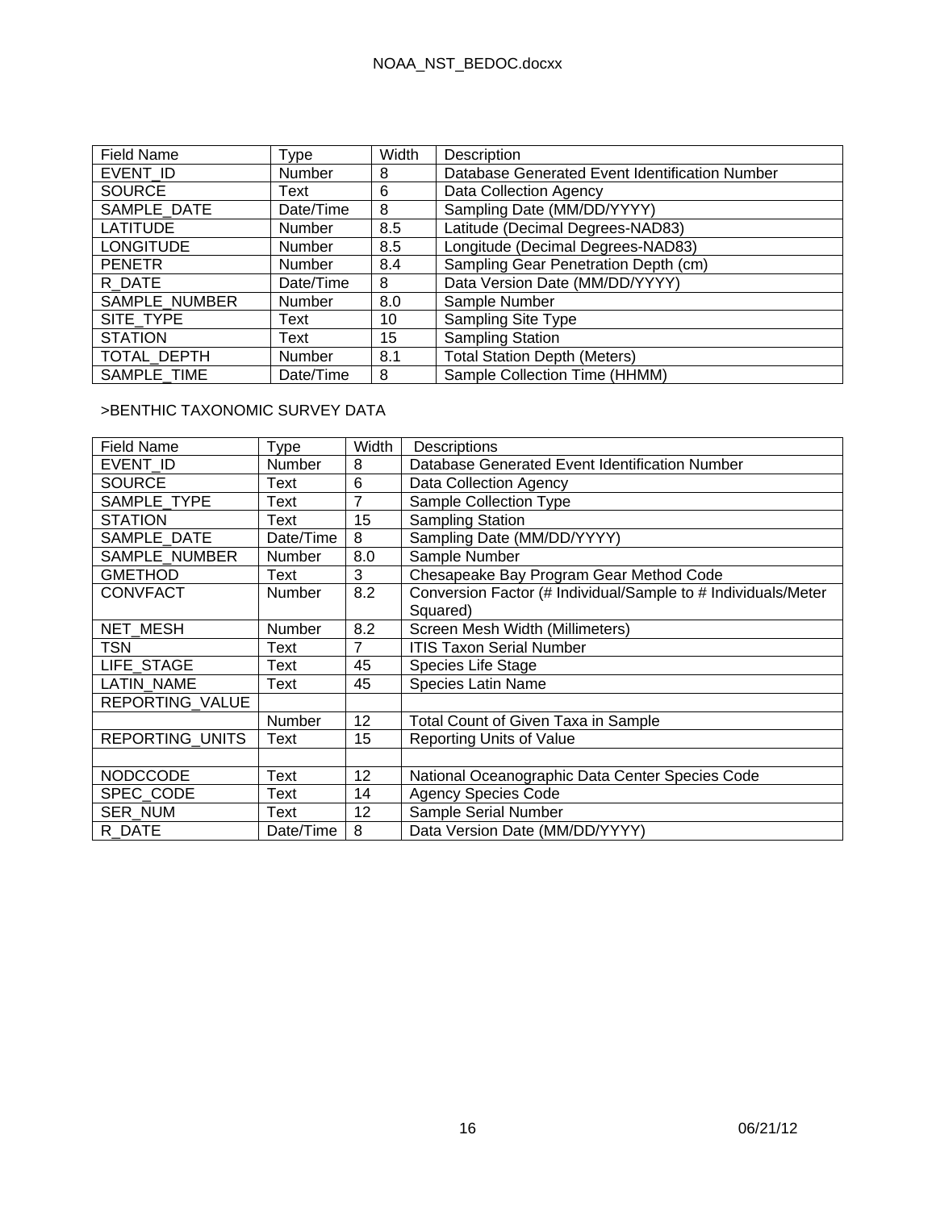| Field Name | Type | Width | Description |
| --- | --- | --- | --- |
| EVENT_ID | Number | 8 | Database Generated Event Identification Number |
| SOURCE | Text | 6 | Data Collection Agency |
| SAMPLE_DATE | Date/Time | 8 | Sampling Date (MM/DD/YYYY) |
| LATITUDE | Number | 8.5 | Latitude (Decimal Degrees-NAD83) |
| LONGITUDE | Number | 8.5 | Longitude (Decimal Degrees-NAD83) |
| PENETR | Number | 8.4 | Sampling Gear Penetration Depth (cm) |
| R_DATE | Date/Time | 8 | Data Version Date (MM/DD/YYYY) |
| SAMPLE_NUMBER | Number | 8.0 | Sample Number |
| SITE_TYPE | Text | 10 | Sampling Site Type |
| STATION | Text | 15 | Sampling Station |
| TOTAL_DEPTH | Number | 8.1 | Total Station Depth (Meters) |
| SAMPLE_TIME | Date/Time | 8 | Sample Collection Time (HHMM) |

>BENTHIC TAXONOMIC SURVEY DATA

| Field Name | Type | Width | Descriptions |
| --- | --- | --- | --- |
| EVENT_ID | Number | 8 | Database Generated Event Identification Number |
| SOURCE | Text | 6 | Data Collection Agency |
| SAMPLE_TYPE | Text | 7 | Sample Collection Type |
| STATION | Text | 15 | Sampling Station |
| SAMPLE_DATE | Date/Time | 8 | Sampling Date (MM/DD/YYYY) |
| SAMPLE_NUMBER | Number | 8.0 | Sample Number |
| GMETHOD | Text | 3 | Chesapeake Bay Program Gear Method Code |
| CONVFACT | Number | 8.2 | Conversion Factor (# Individual/Sample to # Individuals/Meter Squared) |
| NET_MESH | Number | 8.2 | Screen Mesh Width (Millimeters) |
| TSN | Text | 7 | ITIS Taxon Serial Number |
| LIFE_STAGE | Text | 45 | Species Life Stage |
| LATIN_NAME | Text | 45 | Species Latin Name |
| REPORTING_VALUE | | | |
| | Number | 12 | Total Count of Given Taxa in Sample |
| REPORTING_UNITS | Text | 15 | Reporting Units of Value |
| | | | |
| NODCCODE | Text | 12 | National Oceanographic Data Center Species Code |
| SPEC_CODE | Text | 14 | Agency Species Code |
| SER_NUM | Text | 12 | Sample Serial Number |
| R_DATE | Date/Time | 8 | Data Version Date (MM/DD/YYYY) |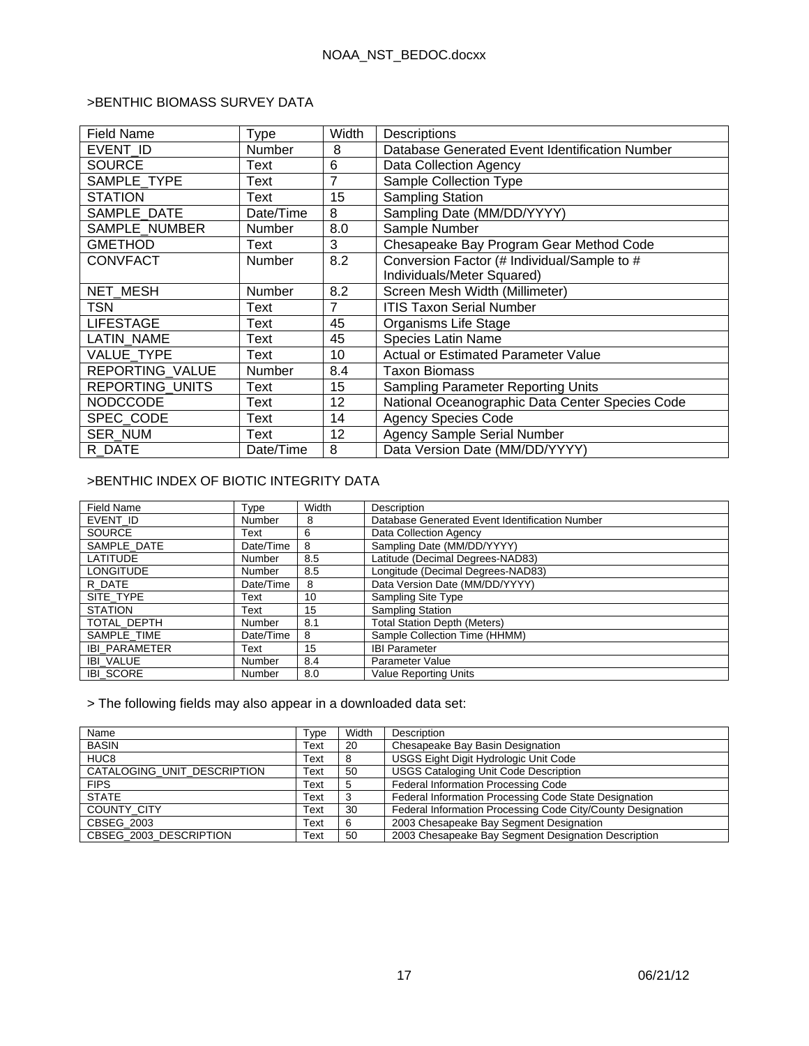>BENTHIC BIOMASS SURVEY DATA

| Field Name | Type | Width | Descriptions |
|---|---|---|---|
| EVENT_ID | Number | 8 | Database Generated Event Identification Number |
| SOURCE | Text | 6 | Data Collection Agency |
| SAMPLE_TYPE | Text | 7 | Sample Collection Type |
| STATION | Text | 15 | Sampling Station |
| SAMPLE_DATE | Date/Time | 8 | Sampling Date (MM/DD/YYYY) |
| SAMPLE_NUMBER | Number | 8.0 | Sample Number |
| GMETHOD | Text | 3 | Chesapeake Bay Program Gear Method Code |
| CONVFACT | Number | 8.2 | Conversion Factor (# Individual/Sample to # Individuals/Meter Squared) |
| NET_MESH | Number | 8.2 | Screen Mesh Width (Millimeter) |
| TSN | Text | 7 | ITIS Taxon Serial Number |
| LIFESTAGE | Text | 45 | Organisms Life Stage |
| LATIN_NAME | Text | 45 | Species Latin Name |
| VALUE_TYPE | Text | 10 | Actual or Estimated Parameter Value |
| REPORTING_VALUE | Number | 8.4 | Taxon Biomass |
| REPORTING_UNITS | Text | 15 | Sampling Parameter Reporting Units |
| NODCCODE | Text | 12 | National Oceanographic Data Center Species Code |
| SPEC_CODE | Text | 14 | Agency Species Code |
| SER_NUM | Text | 12 | Agency Sample Serial Number |
| R_DATE | Date/Time | 8 | Data Version Date (MM/DD/YYYY) |

>BENTHIC INDEX OF BIOTIC INTEGRITY DATA

| Field Name | Type | Width | Description |
|---|---|---|---|
| EVENT_ID | Number | 8 | Database Generated Event Identification Number |
| SOURCE | Text | 6 | Data Collection Agency |
| SAMPLE_DATE | Date/Time | 8 | Sampling Date (MM/DD/YYYY) |
| LATITUDE | Number | 8.5 | Latitude (Decimal Degrees-NAD83) |
| LONGITUDE | Number | 8.5 | Longitude (Decimal Degrees-NAD83) |
| R_DATE | Date/Time | 8 | Data Version Date (MM/DD/YYYY) |
| SITE_TYPE | Text | 10 | Sampling Site Type |
| STATION | Text | 15 | Sampling Station |
| TOTAL_DEPTH | Number | 8.1 | Total Station Depth (Meters) |
| SAMPLE_TIME | Date/Time | 8 | Sample Collection Time (HHMM) |
| IBI_PARAMETER | Text | 15 | IBI Parameter |
| IBI_VALUE | Number | 8.4 | Parameter Value |
| IBI_SCORE | Number | 8.0 | Value Reporting Units |

> The following fields may also appear in a downloaded data set:

| Name | Type | Width | Description |
|---|---|---|---|
| BASIN | Text | 20 | Chesapeake Bay Basin Designation |
| HUC8 | Text | 8 | USGS Eight Digit Hydrologic Unit Code |
| CATALOGING_UNIT_DESCRIPTION | Text | 50 | USGS Cataloging Unit Code Description |
| FIPS | Text | 5 | Federal Information Processing Code |
| STATE | Text | 3 | Federal Information Processing Code State Designation |
| COUNTY_CITY | Text | 30 | Federal Information Processing Code City/County Designation |
| CBSEG_2003 | Text | 6 | 2003 Chesapeake Bay Segment Designation |
| CBSEG_2003_DESCRIPTION | Text | 50 | 2003 Chesapeake Bay Segment Designation Description |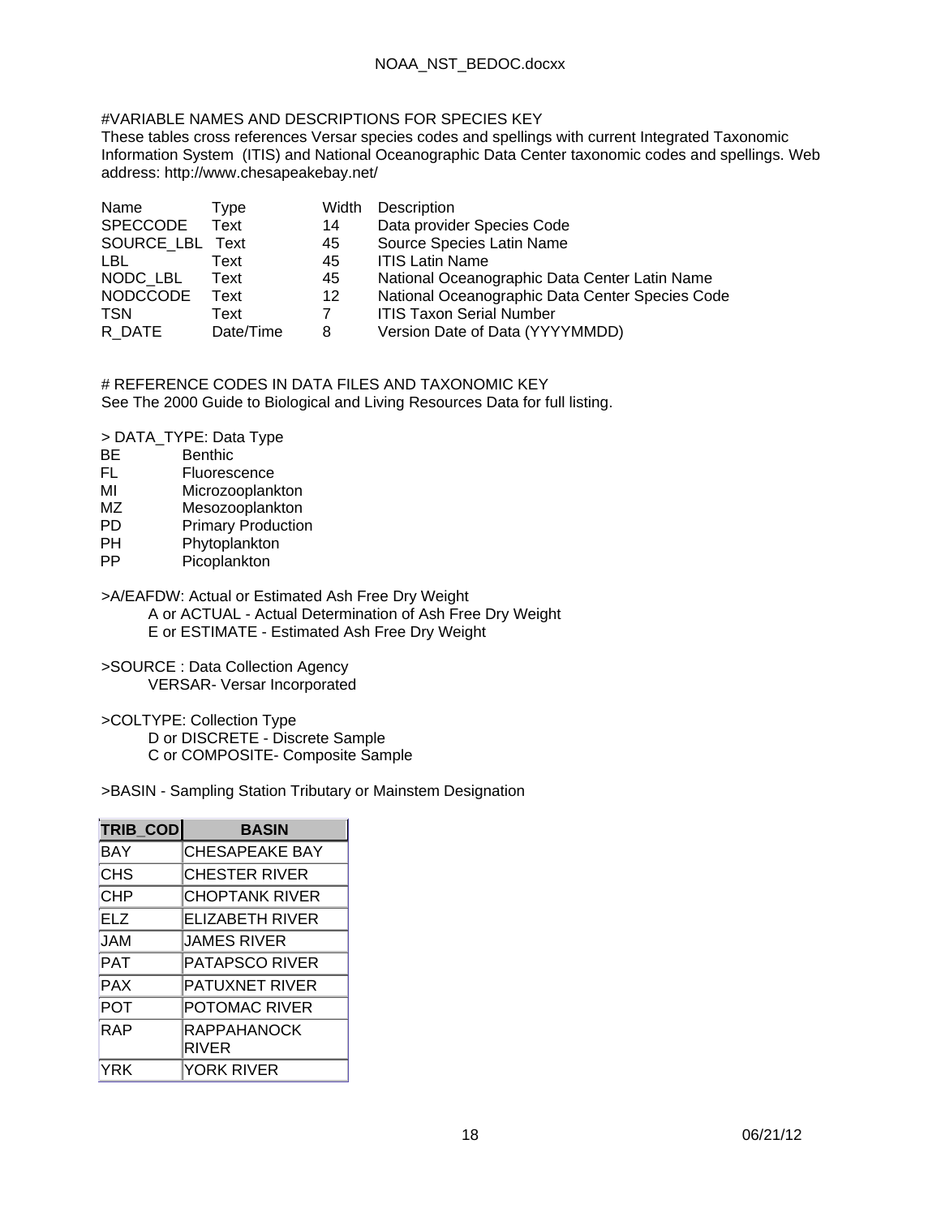#VARIABLE NAMES AND DESCRIPTIONS FOR SPECIES KEY

These tables cross references Versar species codes and spellings with current Integrated Taxonomic Information System (ITIS) and National Oceanographic Data Center taxonomic codes and spellings. Web address: http://www.chesapeakebay.net/

| Name | Type | Width | Description |
|---|---|---|---|
| SPECCODE | Text | 14 | Data provider Species Code |
| SOURCE_LBL | Text | 45 | Source Species Latin Name |
| LBL | Text | 45 | ITIS Latin Name |
| NODC_LBL | Text | 45 | National Oceanographic Data Center Latin Name |
| NODCCODE | Text | 12 | National Oceanographic Data Center Species Code |
| TSN | Text | 7 | ITIS Taxon Serial Number |
| R_DATE | Date/Time | 8 | Version Date of Data (YYYYMMDD) |

# REFERENCE CODES IN DATA FILES AND TAXONOMIC KEY

See The 2000 Guide to Biological and Living Resources Data for full listing.

> DATA_TYPE: Data Type

| | |
|---|---|
| BE | Benthic |
| FL | Fluorescence |
| MI | Microzooplankton |
| MZ | Mesozooplankton |
| PD | Primary Production |
| PH | Phytoplankton |
| PP | Picoplankton |

>A/EAFDW: Actual or Estimated Ash Free Dry Weight
- A or ACTUAL - Actual Determination of Ash Free Dry Weight
- E or ESTIMATE - Estimated Ash Free Dry Weight

>SOURCE : Data Collection Agency
- VERSAR- Versar Incorporated

>COLTYPE: Collection Type
- D or DISCRETE - Discrete Sample
- C or COMPOSITE- Composite Sample

>BASIN - Sampling Station Tributary or Mainstem Designation

| TRIB_COD | BASIN |
|---|---|
| BAY | CHESAPEAKE BAY |
| CHS | CHESTER RIVER |
| CHP | CHOPTANK RIVER |
| ELZ | ELIZABETH RIVER |
| JAM | JAMES RIVER |
| PAT | PATAPSCO RIVER |
| PAX | PATUXNET RIVER |
| POT | POTOMAC RIVER |
| RAP | RAPPAHANOCK RIVER |
| YRK | YORK RIVER |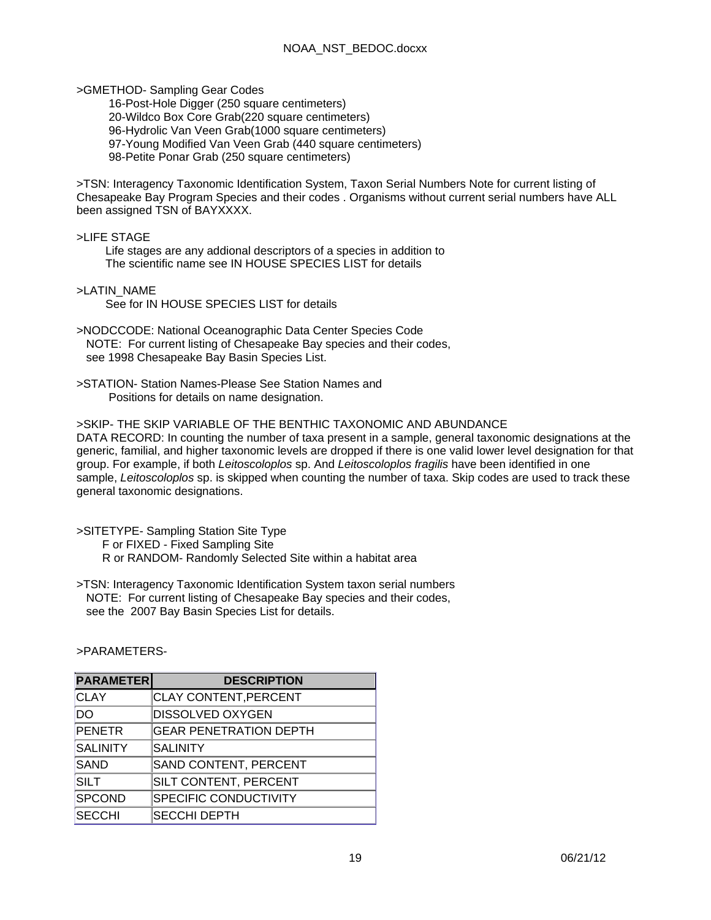>GMETHOD- Sampling Gear Codes

16-Post-Hole Digger (250 square centimeters)
20-Wildco Box Core Grab(220 square centimeters)
96-Hydrolic Van Veen Grab(1000 square centimeters)
97-Young Modified Van Veen Grab (440 square centimeters)
98-Petite Ponar Grab (250 square centimeters)

>TSN: Interagency Taxonomic Identification System, Taxon Serial Numbers Note for current listing of Chesapeake Bay Program Species and their codes . Organisms without current serial numbers have ALL been assigned TSN of BAYXXXX.

>LIFE STAGE

Life stages are any addional descriptors of a species in addition to
The scientific name see IN HOUSE SPECIES LIST for details

>LATIN_NAME

See for IN HOUSE SPECIES LIST for details

>NODCCODE: National Oceanographic Data Center Species Code
NOTE: For current listing of Chesapeake Bay species and their codes, see 1998 Chesapeake Bay Basin Species List.

>STATION- Station Names-Please See Station Names and
Positions for details on name designation.

>SKIP- THE SKIP VARIABLE OF THE BENTHIC TAXONOMIC AND ABUNDANCE
DATA RECORD: In counting the number of taxa present in a sample, general taxonomic designations at the generic, familial, and higher taxonomic levels are dropped if there is one valid lower level designation for that group. For example, if both *Leitoscoloplos* sp. And *Leitoscoloplos fragilis* have been identified in one sample, *Leitoscoloplos* sp. is skipped when counting the number of taxa. Skip codes are used to track these general taxonomic designations.

>SITETYPE- Sampling Station Site Type

F or FIXED - Fixed Sampling Site
R or RANDOM- Randomly Selected Site within a habitat area

>TSN: Interagency Taxonomic Identification System taxon serial numbers
NOTE: For current listing of Chesapeake Bay species and their codes, see the 2007 Bay Basin Species List for details.

>PARAMETERS-

| PARAMETER | DESCRIPTION |
|---|---|
| CLAY | CLAY CONTENT,PERCENT |
| DO | DISSOLVED OXYGEN |
| PENETR | GEAR PENETRATION DEPTH |
| SALINITY | SALINITY |
| SAND | SAND CONTENT, PERCENT |
| SILT | SILT CONTENT, PERCENT |
| SPCOND | SPECIFIC CONDUCTIVITY |
| SECCHI | SECCHI DEPTH |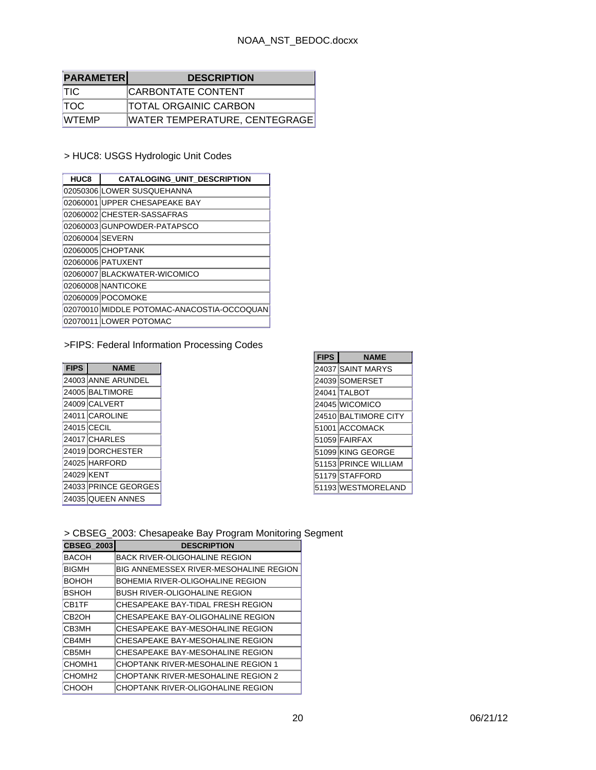| PARAMETER | DESCRIPTION |
|---|---|
| TIC | CARBONTATE CONTENT |
| TOC | TOTAL ORGAINIC CARBON |
| WTEMP | WATER TEMPERATURE, CENTEGRAGE |

> HUC8: USGS Hydrologic Unit Codes

| HUC8 | CATALOGING_UNIT_DESCRIPTION |
|---|---|
| 02050306 | LOWER SUSQUEHANNA |
| 02060001 | UPPER CHESAPEAKE BAY |
| 02060002 | CHESTER-SASSAFRAS |
| 02060003 | GUNPOWDER-PATAPSCO |
| 02060004 | SEVERN |
| 02060005 | CHOPTANK |
| 02060006 | PATUXENT |
| 02060007 | BLACKWATER-WICOMICO |
| 02060008 | NANTICOKE |
| 02060009 | POCOMOKE |
| 02070010 | MIDDLE POTOMAC-ANACOSTIA-OCCOQUAN |
| 02070011 | LOWER POTOMAC |

>FIPS: Federal Information Processing Codes

| FIPS | NAME |
|---|---|
| 24003 | ANNE ARUNDEL |
| 24005 | BALTIMORE |
| 24009 | CALVERT |
| 24011 | CAROLINE |
| 24015 | CECIL |
| 24017 | CHARLES |
| 24019 | DORCHESTER |
| 24025 | HARFORD |
| 24029 | KENT |
| 24033 | PRINCE GEORGES |
| 24035 | QUEEN ANNES |
| 24037 | SAINT MARYS |
| 24039 | SOMERSET |
| 24041 | TALBOT |
| 24045 | WICOMICO |
| 24510 | BALTIMORE CITY |
| 51001 | ACCOMACK |
| 51059 | FAIRFAX |
| 51099 | KING GEORGE |
| 51153 | PRINCE WILLIAM |
| 51179 | STAFFORD |
| 51193 | WESTMORELAND |

> CBSEG_2003: Chesapeake Bay Program Monitoring Segment

| CBSEG_2003 | DESCRIPTION |
|---|---|
| BACOH | BACK RIVER-OLIGOHALINE REGION |
| BIGMH | BIG ANNEMESSEX RIVER-MESOHALINE REGION |
| BOHOH | BOHEMIA RIVER-OLIGOHALINE REGION |
| BSHOH | BUSH RIVER-OLIGOHALINE REGION |
| CB1TF | CHESAPEAKE BAY-TIDAL FRESH REGION |
| CB2OH | CHESAPEAKE BAY-OLIGOHALINE REGION |
| CB3MH | CHESAPEAKE BAY-MESOHALINE REGION |
| CB4MH | CHESAPEAKE BAY-MESOHALINE REGION |
| CB5MH | CHESAPEAKE BAY-MESOHALINE REGION |
| CHOMH1 | CHOPTANK RIVER-MESOHALINE REGION 1 |
| CHOMH2 | CHOPTANK RIVER-MESOHALINE REGION 2 |
| CHOOH | CHOPTANK RIVER-OLIGOHALINE REGION |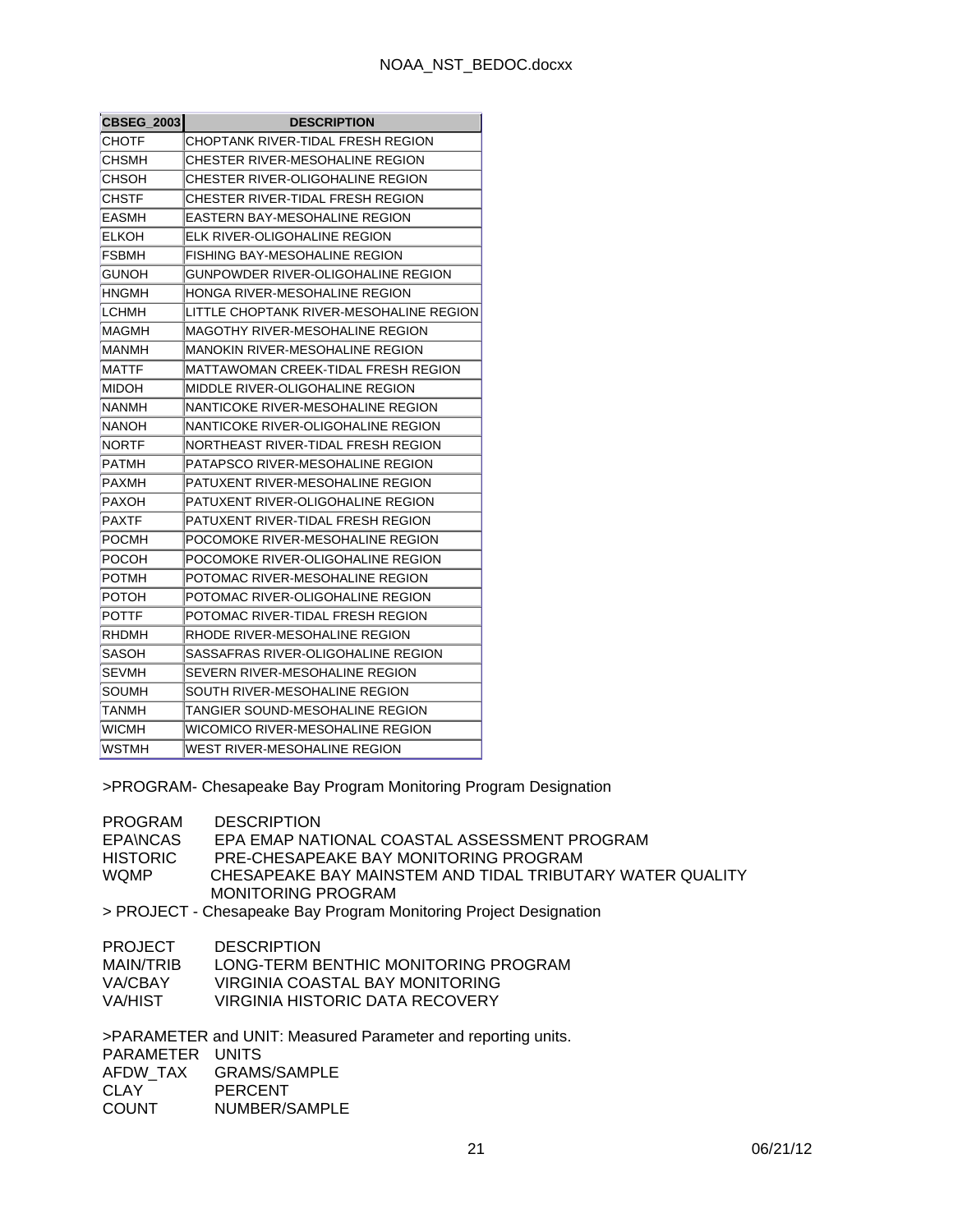| CBSEG_2003 | DESCRIPTION |
| --- | --- |
| CHOTF | CHOPTANK RIVER-TIDAL FRESH REGION |
| CHSMH | CHESTER RIVER-MESOHALINE REGION |
| CHSOH | CHESTER RIVER-OLIGOHALINE REGION |
| CHSTF | CHESTER RIVER-TIDAL FRESH REGION |
| EASMH | EASTERN BAY-MESOHALINE REGION |
| ELKOH | ELK RIVER-OLIGOHALINE REGION |
| FSBMH | FISHING BAY-MESOHALINE REGION |
| GUNOH | GUNPOWDER RIVER-OLIGOHALINE REGION |
| HNGMH | HONGA RIVER-MESOHALINE REGION |
| LCHMH | LITTLE CHOPTANK RIVER-MESOHALINE REGION |
| MAGMH | MAGOTHY RIVER-MESOHALINE REGION |
| MANMH | MANOKIN RIVER-MESOHALINE REGION |
| MATTF | MATTAWOMAN CREEK-TIDAL FRESH REGION |
| MIDOH | MIDDLE RIVER-OLIGOHALINE REGION |
| NANMH | NANTICOKE RIVER-MESOHALINE REGION |
| NANOH | NANTICOKE RIVER-OLIGOHALINE REGION |
| NORTF | NORTHEAST RIVER-TIDAL FRESH REGION |
| PATMH | PATAPSCO RIVER-MESOHALINE REGION |
| PAXMH | PATUXENT RIVER-MESOHALINE REGION |
| PAXOH | PATUXENT RIVER-OLIGOHALINE REGION |
| PAXTF | PATUXENT RIVER-TIDAL FRESH REGION |
| POCMH | POCOMOKE RIVER-MESOHALINE REGION |
| POCOH | POCOMOKE RIVER-OLIGOHALINE REGION |
| POTMH | POTOMAC RIVER-MESOHALINE REGION |
| POTOH | POTOMAC RIVER-OLIGOHALINE REGION |
| POTTF | POTOMAC RIVER-TIDAL FRESH REGION |
| RHDMH | RHODE RIVER-MESOHALINE REGION |
| SASOH | SASSAFRAS RIVER-OLIGOHALINE REGION |
| SEVMH | SEVERN RIVER-MESOHALINE REGION |
| SOUMH | SOUTH RIVER-MESOHALINE REGION |
| TANMH | TANGIER SOUND-MESOHALINE REGION |
| WICMH | WICOMICO RIVER-MESOHALINE REGION |
| WSTMH | WEST RIVER-MESOHALINE REGION |

>PROGRAM- Chesapeake Bay Program Monitoring Program Designation

| PROGRAM | DESCRIPTION |
| --- | --- |
| EPA\NCAS | EPA EMAP NATIONAL COASTAL ASSESSMENT PROGRAM |
| HISTORIC | PRE-CHESAPEAKE BAY MONITORING PROGRAM |
| WQMP | CHESAPEAKE BAY MAINSTEM AND TIDAL TRIBUTARY WATER QUALITY MONITORING PROGRAM |

> PROJECT - Chesapeake Bay Program Monitoring Project Designation

| PROJECT | DESCRIPTION |
| --- | --- |
| MAIN/TRIB | LONG-TERM BENTHIC MONITORING PROGRAM |
| VA/CBAY | VIRGINIA COASTAL BAY MONITORING |
| VA/HIST | VIRGINIA HISTORIC DATA RECOVERY |

>PARAMETER and UNIT: Measured Parameter and reporting units.

| PARAMETER | UNITS |
| --- | --- |
| AFDW_TAX | GRAMS/SAMPLE |
| CLAY | PERCENT |
| COUNT | NUMBER/SAMPLE |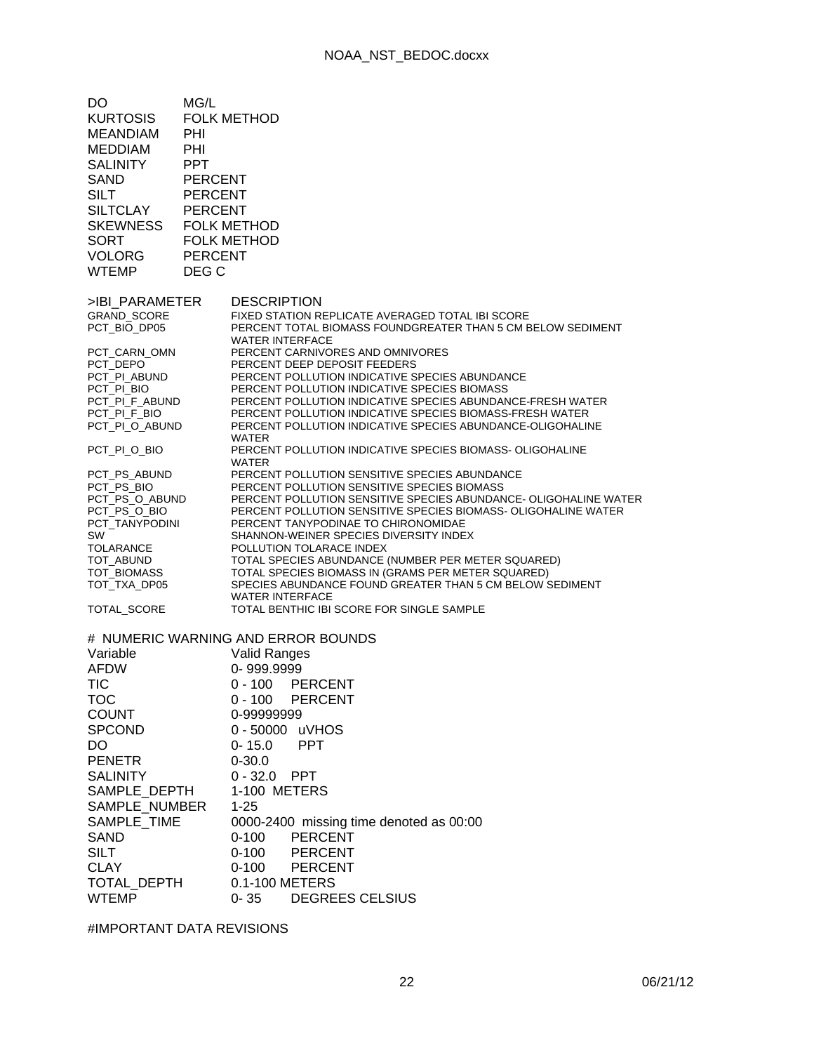| | |
|---|---|
| DO | MG/L |
| KURTOSIS | FOLK METHOD |
| MEANDIAM | PHI |
| MEDDIAM | PHI |
| SALINITY | PPT |
| SAND | PERCENT |
| SILT | PERCENT |
| SILTCLAY | PERCENT |
| SKEWNESS | FOLK METHOD |
| SORT | FOLK METHOD |
| VOLORG | PERCENT |
| WTEMP | DEG C |

| >IBI_PARAMETER | DESCRIPTION |
|---|---|
| GRAND_SCORE | FIXED STATION REPLICATE AVERAGED TOTAL IBI SCORE |
| PCT_BIO_DP05 | PERCENT TOTAL BIOMASS FOUNDGREATER THAN 5 CM BELOW SEDIMENT WATER INTERFACE |
| PCT_CARN_OMN | PERCENT CARNIVORES AND OMNIVORES |
| PCT_DEPO | PERCENT DEEP DEPOSIT FEEDERS |
| PCT_PI_ABUND | PERCENT POLLUTION INDICATIVE SPECIES ABUNDANCE |
| PCT_PI_BIO | PERCENT POLLUTION INDICATIVE SPECIES BIOMASS |
| PCT_PI_F_ABUND | PERCENT POLLUTION INDICATIVE SPECIES ABUNDANCE-FRESH WATER |
| PCT_PI_F_BIO | PERCENT POLLUTION INDICATIVE SPECIES BIOMASS-FRESH WATER |
| PCT_PI_O_ABUND | PERCENT POLLUTION INDICATIVE SPECIES ABUNDANCE-OLIGOHALINE WATER |
| PCT_PI_O_BIO | PERCENT POLLUTION INDICATIVE SPECIES BIOMASS- OLIGOHALINE WATER |
| PCT_PS_ABUND | PERCENT POLLUTION SENSITIVE SPECIES ABUNDANCE |
| PCT_PS_BIO | PERCENT POLLUTION SENSITIVE SPECIES BIOMASS |
| PCT_PS_O_ABUND | PERCENT POLLUTION SENSITIVE SPECIES ABUNDANCE- OLIGOHALINE WATER |
| PCT_PS_O_BIO | PERCENT POLLUTION SENSITIVE SPECIES BIOMASS- OLIGOHALINE WATER |
| PCT_TANYPODINI | PERCENT TANYPODINAE TO CHIRONOMIDAE |
| SW | SHANNON-WEINER SPECIES DIVERSITY INDEX |
| TOLARANCE | POLLUTION TOLARACE INDEX |
| TOT_ABUND | TOTAL SPECIES ABUNDANCE (NUMBER PER METER SQUARED) |
| TOT_BIOMASS | TOTAL SPECIES BIOMASS IN (GRAMS PER METER SQUARED) |
| TOT_TXA_DP05 | SPECIES ABUNDANCE FOUND GREATER THAN 5 CM BELOW SEDIMENT WATER INTERFACE |
| TOTAL_SCORE | TOTAL BENTHIC IBI SCORE FOR SINGLE SAMPLE |

# NUMERIC WARNING AND ERROR BOUNDS

| Variable | Valid Ranges |
|---|---|
| AFDW | 0- 999.9999 |
| TIC | 0 - 100 PERCENT |
| TOC | 0 - 100 PERCENT |
| COUNT | 0-99999999 |
| SPCOND | 0 - 50000 uVHOS |
| DO | 0- 15.0 PPT |
| PENETR | 0-30.0 |
| SALINITY | 0 - 32.0 PPT |
| SAMPLE_DEPTH | 1-100 METERS |
| SAMPLE_NUMBER | 1-25 |
| SAMPLE_TIME | 0000-2400 missing time denoted as 00:00 |
| SAND | 0-100 PERCENT |
| SILT | 0-100 PERCENT |
| CLAY | 0-100 PERCENT |
| TOTAL_DEPTH | 0.1-100 METERS |
| WTEMP | 0- 35 DEGREES CELSIUS |

#IMPORTANT DATA REVISIONS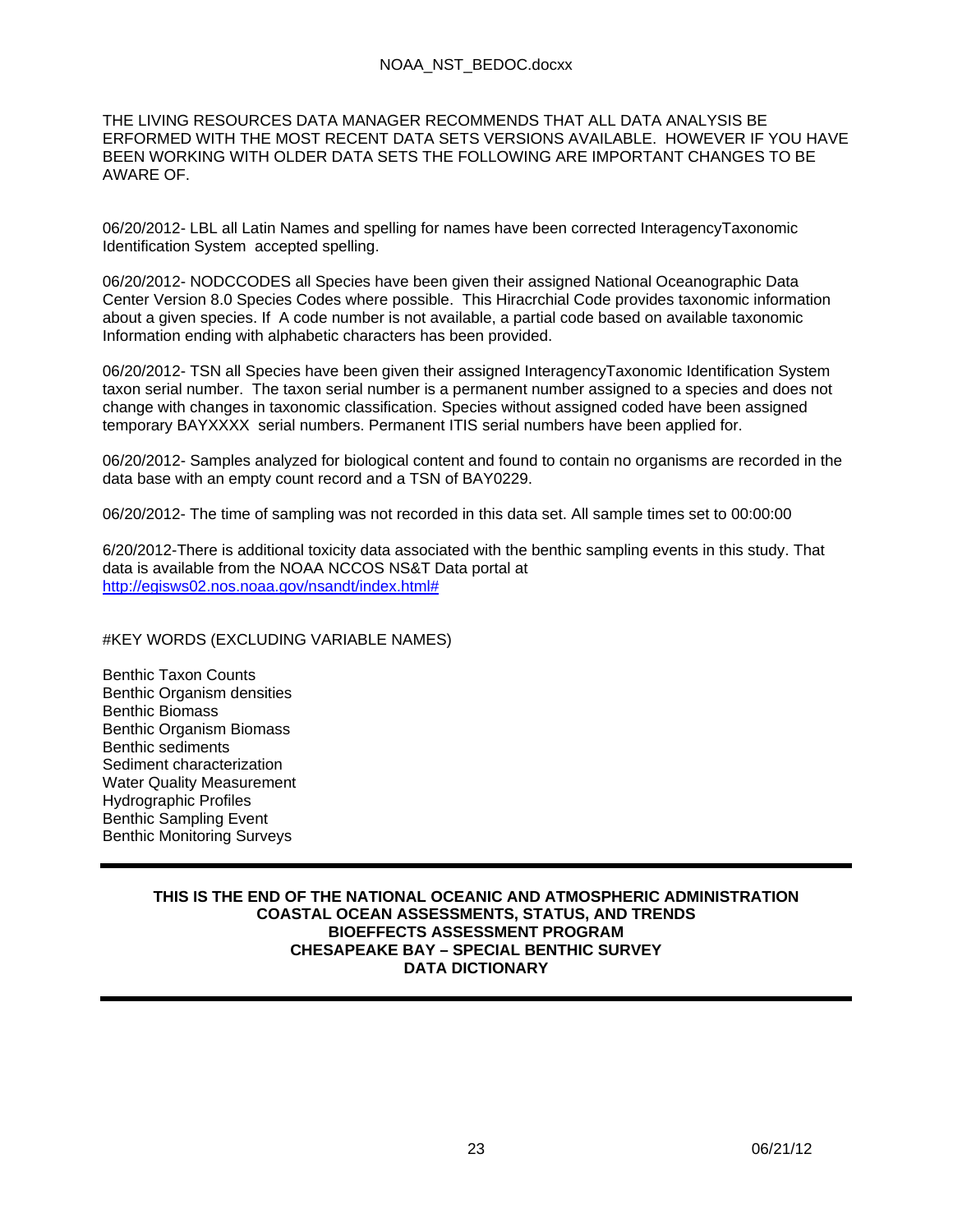THE LIVING RESOURCES DATA MANAGER RECOMMENDS THAT ALL DATA ANALYSIS BE ERFORMED WITH THE MOST RECENT DATA SETS VERSIONS AVAILABLE. HOWEVER IF YOU HAVE BEEN WORKING WITH OLDER DATA SETS THE FOLLOWING ARE IMPORTANT CHANGES TO BE AWARE OF.

06/20/2012- LBL all Latin Names and spelling for names have been corrected InteragencyTaxonomic Identification System accepted spelling.

06/20/2012- NODCCODES all Species have been given their assigned National Oceanographic Data Center Version 8.0 Species Codes where possible. This Hiracrchial Code provides taxonomic information about a given species. If A code number is not available, a partial code based on available taxonomic Information ending with alphabetic characters has been provided.

06/20/2012- TSN all Species have been given their assigned InteragencyTaxonomic Identification System taxon serial number. The taxon serial number is a permanent number assigned to a species and does not change with changes in taxonomic classification. Species without assigned coded have been assigned temporary BAYXXXX serial numbers. Permanent ITIS serial numbers have been applied for.

06/20/2012- Samples analyzed for biological content and found to contain no organisms are recorded in the data base with an empty count record and a TSN of BAY0229.

06/20/2012- The time of sampling was not recorded in this data set. All sample times set to 00:00:00

6/20/2012-There is additional toxicity data associated with the benthic sampling events in this study. That data is available from the NOAA NCCOS NS&T Data portal at http://egisws02.nos.noaa.gov/nsandt/index.html#

#KEY WORDS (EXCLUDING VARIABLE NAMES)

Benthic Taxon Counts
Benthic Organism densities
Benthic Biomass
Benthic Organism Biomass
Benthic sediments
Sediment characterization
Water Quality Measurement
Hydrographic Profiles
Benthic Sampling Event
Benthic Monitoring Surveys

---

**THIS IS THE END OF THE NATIONAL OCEANIC AND ATMOSPHERIC ADMINISTRATION COASTAL OCEAN ASSESSMENTS, STATUS, AND TRENDS BIOEFFECTS ASSESSMENT PROGRAM CHESAPEAKE BAY – SPECIAL BENTHIC SURVEY DATA DICTIONARY**

---